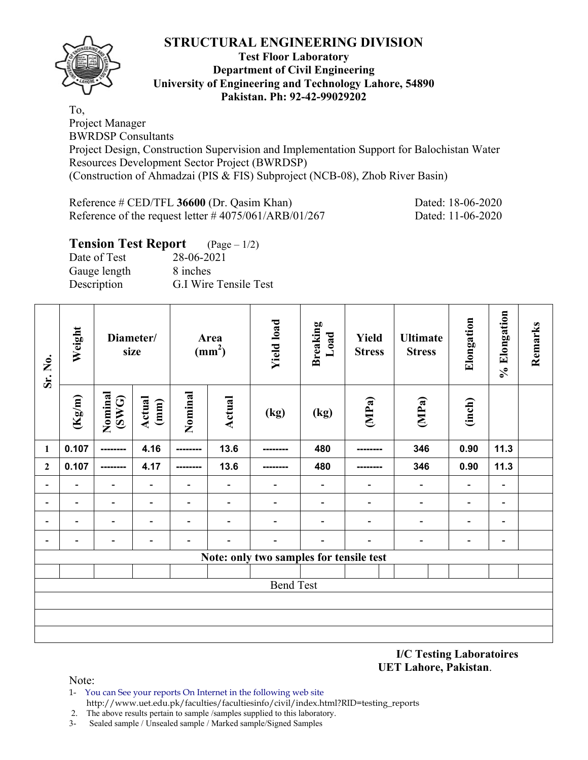# STRUCTURAL ENGINEERING DIVISION

**Test Floor Laboratory**
**Department of Civil Engineering**
**University of Engineering and Technology Lahore, 54890**
**Pakistan. Ph: 92-42-99029202**

To,
Project Manager
BWRDSP Consultants
Project Design, Construction Supervision and Implementation Support for Balochistan Water Resources Development Sector Project (BWRDSP)
(Construction of Ahmadzai (PIS & FIS) Subproject (NCB-08), Zhob River Basin)

Reference # CED/TFL **36600** (Dr. Qasim Khan) Dated: 18-06-2020
Reference of the request letter # 4075/061/ARB/01/267 Dated: 11-06-2020

## Tension Test Report (Page – 1/2)

Date of Test 28-06-2021
Gauge length 8 inches
Description G.I Wire Tensile Test

| Sr. No. | Weight | Diameter/ size | | Area ($mm^2$) | | Yield load | Breaking Load | Yield Stress | Ultimate Stress | Elongation | % Elongation | Remarks |
|---|---|---|---|---|---|---|---|---|---|---|---|---|
| | (Kg/m) | Nominal (SWG) | Actual (mm) | Nominal | Actual | (kg) | (kg) | (MPa) | (MPa) | (inch) | | |
| 1 | 0.107 | -------- | 4.16 | -------- | 13.6 | -------- | 480 | -------- | 346 | 0.90 | 11.3 | |
| 2 | 0.107 | -------- | 4.17 | -------- | 13.6 | -------- | 480 | -------- | 346 | 0.90 | 11.3 | |
| - | - | - | - | - | - | - | - | - | - | - | - | |
| - | - | - | - | - | - | - | - | - | - | - | - | |
| - | - | - | - | - | - | - | - | - | - | - | - | |
| - | - | - | - | - | - | - | - | - | - | - | - | |
| **Note: only two samples for tensile test** | | | | | | | | | | | | |
| Bend Test | | | | | | | | | | | | |

**I/C Testing Laboratoires**
**UET Lahore, Pakistan**.

Note:
1- You can See your reports On Internet in the following web site
http://www.uet.edu.pk/faculties/facultiesinfo/civil/index.html?RID=testing_reports
2. The above results pertain to sample /samples supplied to this laboratory.
3- Sealed sample / Unsealed sample / Marked sample/Signed Samples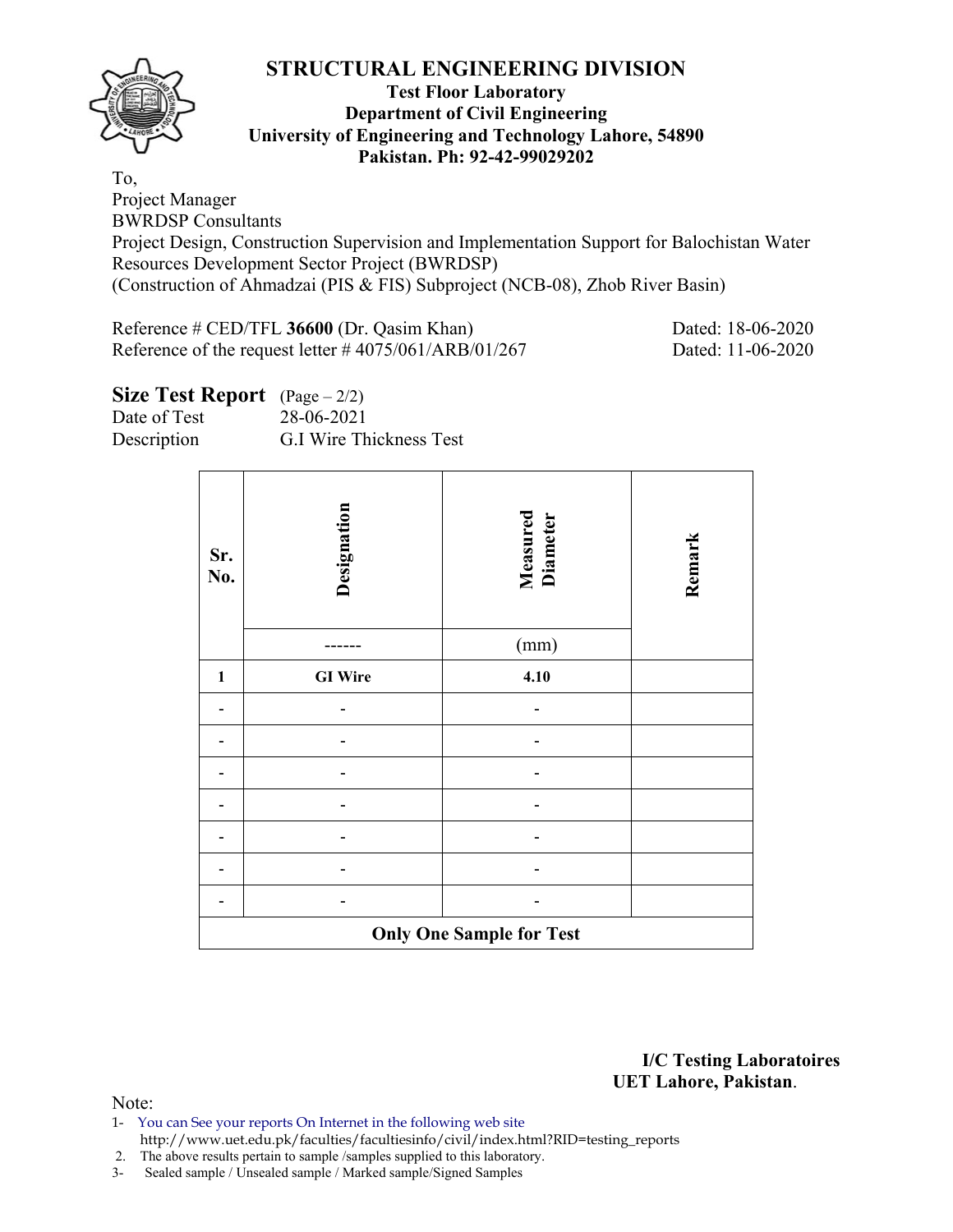# STRUCTURAL ENGINEERING DIVISION

**Test Floor Laboratory**
**Department of Civil Engineering**
**University of Engineering and Technology Lahore, 54890**
**Pakistan. Ph: 92-42-99029202**

To,
Project Manager
BWRDSP Consultants
Project Design, Construction Supervision and Implementation Support for Balochistan Water Resources Development Sector Project (BWRDSP)
(Construction of Ahmadzai (PIS & FIS) Subproject (NCB-08), Zhob River Basin)

Reference # CED/TFL **36600** (Dr. Qasim Khan) Dated: 18-06-2020
Reference of the request letter # 4075/061/ARB/01/267 Dated: 11-06-2020

## Size Test Report (Page – 2/2)

Date of Test 28-06-2021
Description G.I Wire Thickness Test

| Sr. No. | Designation | Measured Diameter | Remark |
|---|---|---|---|
| | ------ | (mm) | |
| **1** | **GI Wire** | **4.10** | |
| - | - | - | |
| - | - | - | |
| - | - | - | |
| - | - | - | |
| - | - | - | |
| - | - | - | |
| - | - | - | |
| **Only One Sample for Test** | | | |

**I/C Testing Laboratoires**
**UET Lahore, Pakistan**.

Note:
1- You can See your reports On Internet in the following web site
http://www.uet.edu.pk/faculties/facultiesinfo/civil/index.html?RID=testing_reports
2. The above results pertain to sample /samples supplied to this laboratory.
3- Sealed sample / Unsealed sample / Marked sample/Signed Samples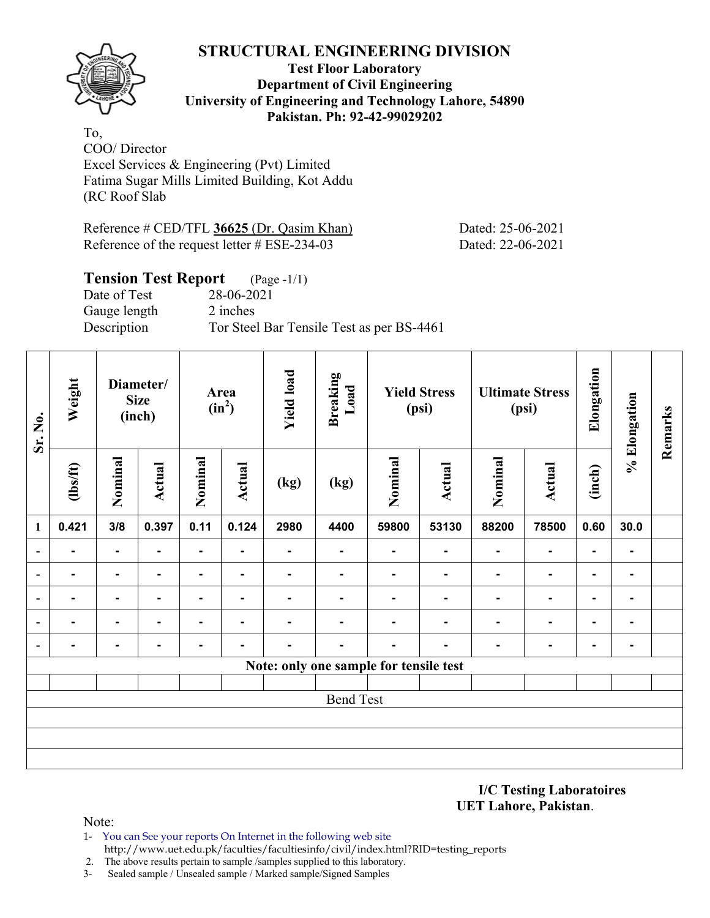# STRUCTURAL ENGINEERING DIVISION

**Test Floor Laboratory**
**Department of Civil Engineering**
**University of Engineering and Technology Lahore, 54890**
**Pakistan. Ph: 92-42-99029202**

To,
COO/ Director
Excel Services & Engineering (Pvt) Limited
Fatima Sugar Mills Limited Building, Kot Addu
(RC Roof Slab

Reference # CED/TFL **36625** (Dr. Qasim Khan) Dated: 25-06-2021
Reference of the request letter # ESE-234-03 Dated: 22-06-2021

## Tension Test Report (Page -1/1)

Date of Test 28-06-2021
Gauge length 2 inches
Description Tor Steel Bar Tensile Test as per BS-4461

| Sr. No. | Weight | Diameter/ Size (inch) | | Area ($in^2$) | | Yield load | Breaking Load | Yield Stress (psi) | | Ultimate Stress (psi) | | Elongation | % Elongation | Remarks |
|---|---|---|---|---|---|---|---|---|---|---|---|---|---|---|
| | (lbs/ft) | Nominal | Actual | Nominal | Actual | (kg) | (kg) | Nominal | Actual | Nominal | Actual | (inch) | | |
| 1 | 0.421 | 3/8 | 0.397 | 0.11 | 0.124 | 2980 | 4400 | 59800 | 53130 | 88200 | 78500 | 0.60 | 30.0 | |
| - | - | - | - | - | - | - | - | - | - | - | - | - | - | |
| - | - | - | - | - | - | - | - | - | - | - | - | - | - | |
| - | - | - | - | - | - | - | - | - | - | - | - | - | - | |
| - | - | - | - | - | - | - | - | - | - | - | - | - | - | |
| - | - | - | - | - | - | - | - | - | - | - | - | - | - | |
| Note: only one sample for tensile test | | | | | | | | | | | | | | |
| | | | | | | | | | | | | | | |
| Bend Test | | | | | | | | | | | | | | |

**I/C Testing Laboratoires**
**UET Lahore, Pakistan**.

Note:
1- You can See your reports On Internet in the following web site
http://www.uet.edu.pk/faculties/facultiesinfo/civil/index.html?RID=testing_reports
2. The above results pertain to sample /samples supplied to this laboratory.
3- Sealed sample / Unsealed sample / Marked sample/Signed Samples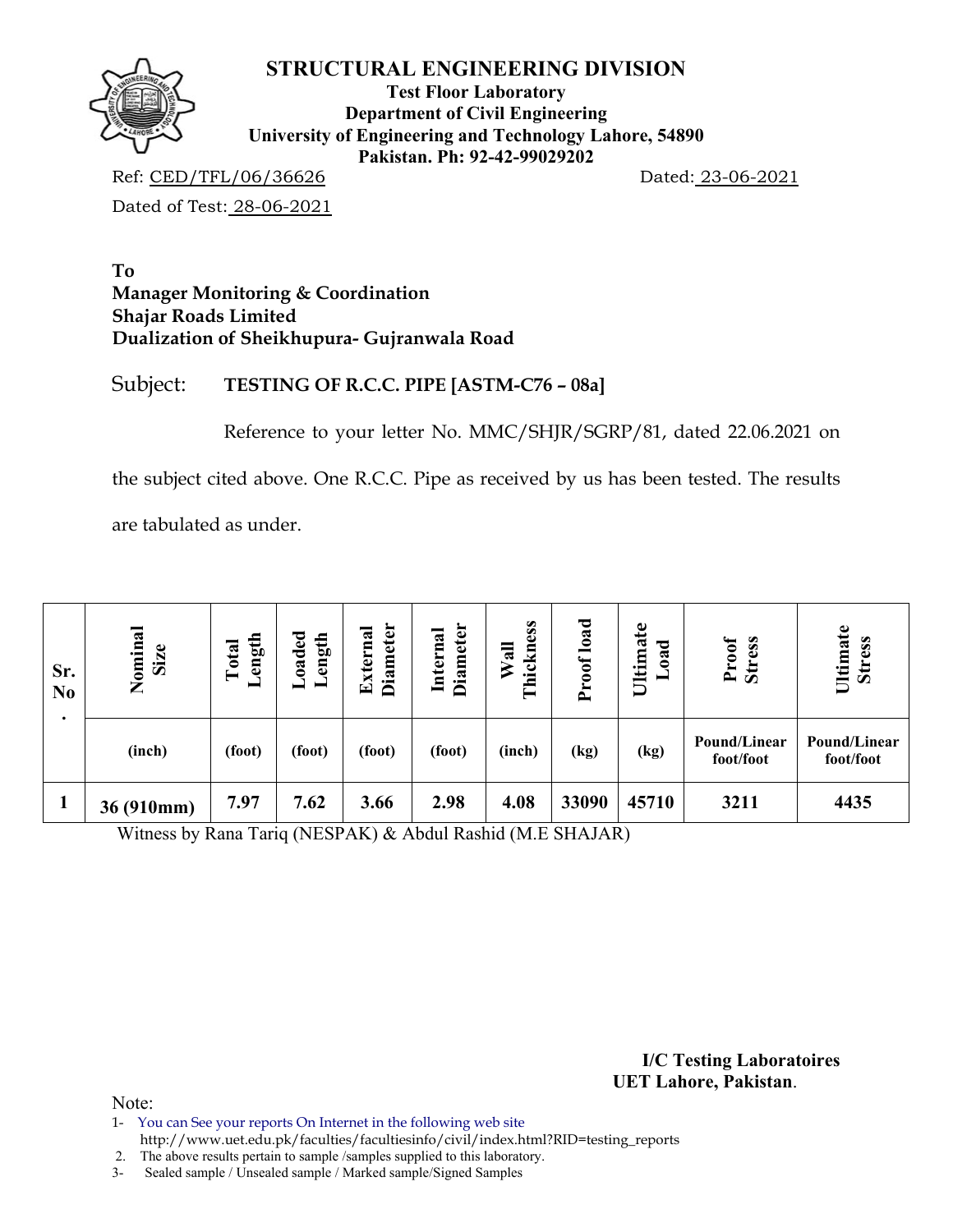# STRUCTURAL ENGINEERING DIVISION

**Test Floor Laboratory**
**Department of Civil Engineering**
**University of Engineering and Technology Lahore, 54890**
**Pakistan. Ph: 92-42-99029202**

Ref: CED/TFL/06/36626 Dated: 23-06-2021

Dated of Test: 28-06-2021

**To**
**Manager Monitoring & Coordination**
**Shajar Roads Limited**
**Dualization of Sheikhupura- Gujranwala Road**

Subject: **TESTING OF R.C.C. PIPE [ASTM-C76 – 08a]**

Reference to your letter No. MMC/SHJR/SGRP/81, dated 22.06.2021 on the subject cited above. One R.C.C. Pipe as received by us has been tested. The results are tabulated as under.

| Sr. No. | Nominal Size | Total Length | Loaded Length | External Diameter | Internal Diameter | Wall Thickness | Proof load | Ultimate Load | Proof Stress | Ultimate Stress |
|---|---|---|---|---|---|---|---|---|---|---|
| | (inch) | (foot) | (foot) | (foot) | (foot) | (inch) | (kg) | (kg) | Pound/Linear foot/foot | Pound/Linear foot/foot |
| 1 | 36 (910mm) | 7.97 | 7.62 | 3.66 | 2.98 | 4.08 | 33090 | 45710 | 3211 | 4435 |

Witness by Rana Tariq (NESPAK) & Abdul Rashid (M.E SHAJAR)

**I/C Testing Laboratoires**
**UET Lahore, Pakistan.**

Note:

1- You can See your reports On Internet in the following web site
http://www.uet.edu.pk/faculties/facultiesinfo/civil/index.html?RID=testing_reports
2. The above results pertain to sample /samples supplied to this laboratory.
3- Sealed sample / Unsealed sample / Marked sample/Signed Samples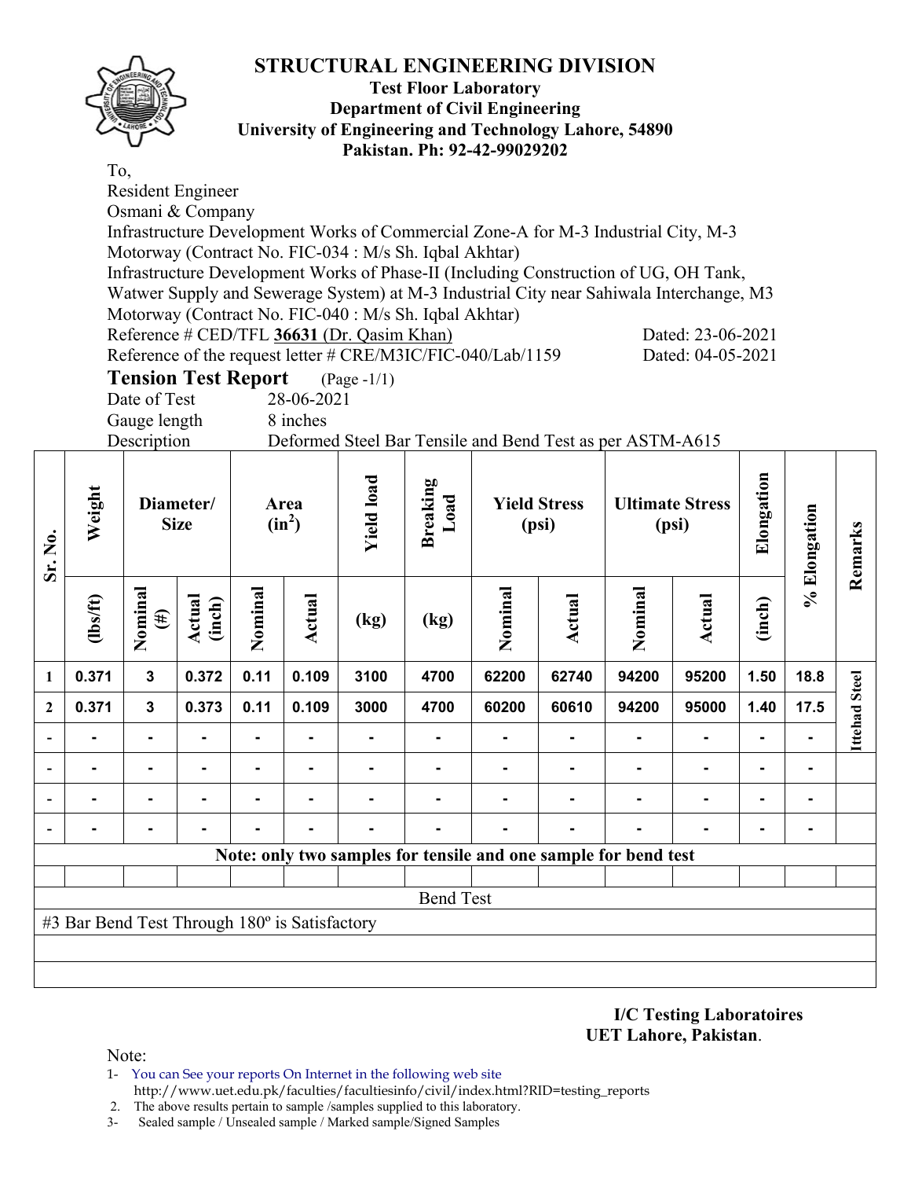# STRUCTURAL ENGINEERING DIVISION

**Test Floor Laboratory**
**Department of Civil Engineering**
**University of Engineering and Technology Lahore, 54890**
**Pakistan. Ph: 92-42-99029202**

To,
Resident Engineer
Osmani & Company
Infrastructure Development Works of Commercial Zone-A for M-3 Industrial City, M-3 Motorway (Contract No. FIC-034 : M/s Sh. Iqbal Akhtar)
Infrastructure Development Works of Phase-II (Including Construction of UG, OH Tank, Watwer Supply and Sewerage System) at M-3 Industrial City near Sahiwala Interchange, M3 Motorway (Contract No. FIC-040 : M/s Sh. Iqbal Akhtar)
Reference # CED/TFL **36631** (Dr. Qasim Khan) Dated: 23-06-2021
Reference of the request letter # CRE/M3IC/FIC-040/Lab/1159 Dated: 04-05-2021

## Tension Test Report (Page -1/1)

Date of Test 28-06-2021
Gauge length 8 inches
Description Deformed Steel Bar Tensile and Bend Test as per ASTM-A615

| Sr. No. | Weight | Diameter/ Size | | Area ($in^2$) | | Yield load | Breaking Load | Yield Stress (psi) | | Ultimate Stress (psi) | | Elongation | % Elongation | Remarks |
|---|---|---|---|---|---|---|---|---|---|---|---|---|---|---|
| | (lbs/ft) | Nominal (#) | Actual (inch) | Nominal | Actual | (kg) | (kg) | Nominal | Actual | Nominal | Actual | (inch) | | |
| 1 | 0.371 | 3 | 0.372 | 0.11 | 0.109 | 3100 | 4700 | 62200 | 62740 | 94200 | 95200 | 1.50 | 18.8 | Ittehad Steel |
| 2 | 0.371 | 3 | 0.373 | 0.11 | 0.109 | 3000 | 4700 | 60200 | 60610 | 94200 | 95000 | 1.40 | 17.5 | |
| - | - | - | - | - | - | - | - | - | - | - | - | - | - | |
| - | - | - | - | - | - | - | - | - | - | - | - | - | - | |
| - | - | - | - | - | - | - | - | - | - | - | - | - | - | |
| - | - | - | - | - | - | - | - | - | - | - | - | - | - | |

**Note: only two samples for tensile and one sample for bend test**

Bend Test

#3 Bar Bend Test Through 180º is Satisfactory

**I/C Testing Laboratoires**
**UET Lahore, Pakistan**.

Note:
1- You can See your reports On Internet in the following web site
http://www.uet.edu.pk/faculties/facultiesinfo/civil/index.html?RID=testing_reports
2. The above results pertain to sample /samples supplied to this laboratory.
3- Sealed sample / Unsealed sample / Marked sample/Signed Samples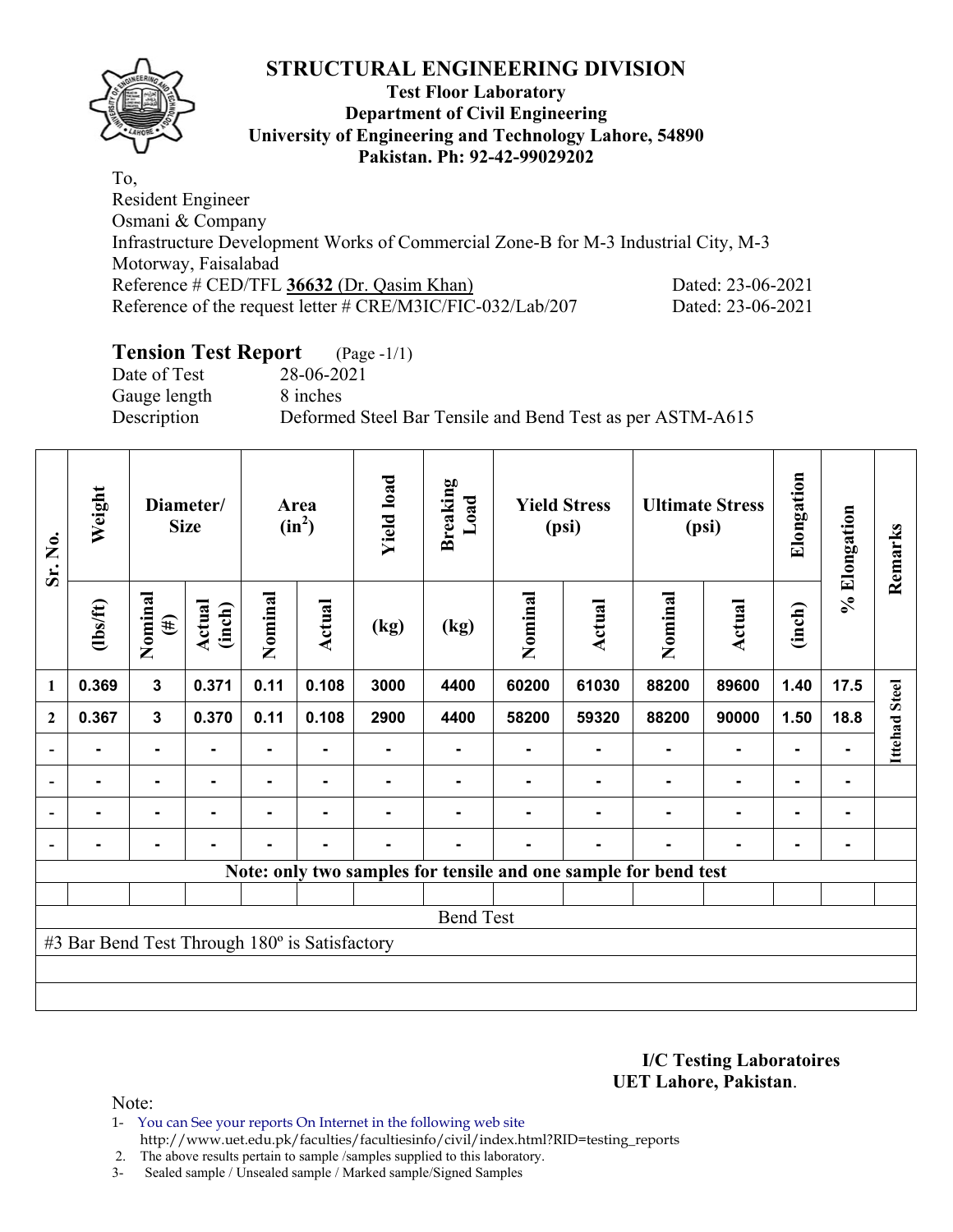# STRUCTURAL ENGINEERING DIVISION

**Test Floor Laboratory**
**Department of Civil Engineering**
**University of Engineering and Technology Lahore, 54890**
**Pakistan. Ph: 92-42-99029202**

To,
Resident Engineer
Osmani & Company
Infrastructure Development Works of Commercial Zone-B for M-3 Industrial City, M-3 Motorway, Faisalabad
Reference # CED/TFL **36632** (Dr. Qasim Khan) Dated: 23-06-2021
Reference of the request letter # CRE/M3IC/FIC-032/Lab/207 Dated: 23-06-2021

## Tension Test Report (Page -1/1)

Date of Test 28-06-2021
Gauge length 8 inches
Description Deformed Steel Bar Tensile and Bend Test as per ASTM-A615

| Sr. No. | Weight | Diameter/ Size | | Area (in$^2$) | | Yield load | Breaking Load | Yield Stress (psi) | | Ultimate Stress (psi) | | Elongation | % Elongation | Remarks |
|---|---|---|---|---|---|---|---|---|---|---|---|---|---|---|
| | (lbs/ft) | Nominal (#) | Actual (inch) | Nominal | Actual | (kg) | (kg) | Nominal | Actual | Nominal | Actual | (inch) | | |
| 1 | 0.369 | 3 | 0.371 | 0.11 | 0.108 | 3000 | 4400 | 60200 | 61030 | 88200 | 89600 | 1.40 | 17.5 | Ittehad Steel |
| 2 | 0.367 | 3 | 0.370 | 0.11 | 0.108 | 2900 | 4400 | 58200 | 59320 | 88200 | 90000 | 1.50 | 18.8 | |
| - | - | - | - | - | - | - | - | - | - | - | - | - | - | |
| - | - | - | - | - | - | - | - | - | - | - | - | - | - | |
| - | - | - | - | - | - | - | - | - | - | - | - | - | - | |
| - | - | - | - | - | - | - | - | - | - | - | - | - | - | |

**Note: only two samples for tensile and one sample for bend test**

Bend Test

#3 Bar Bend Test Through 180º is Satisfactory

**I/C Testing Laboratoires**
**UET Lahore, Pakistan**.

Note:
1- You can See your reports On Internet in the following web site
http://www.uet.edu.pk/faculties/facultiesinfo/civil/index.html?RID=testing_reports
2. The above results pertain to sample /samples supplied to this laboratory.
3- Sealed sample / Unsealed sample / Marked sample/Signed Samples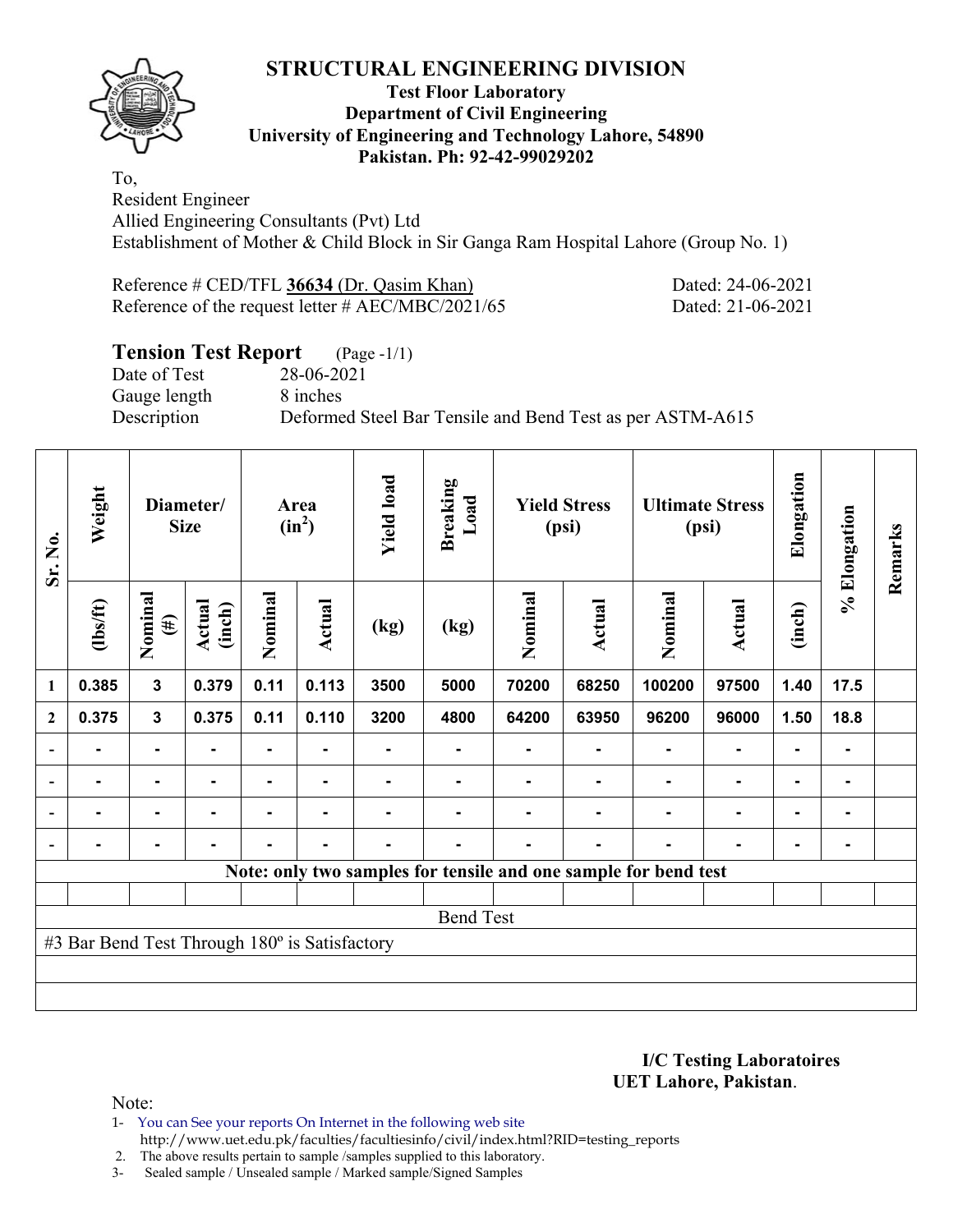# STRUCTURAL ENGINEERING DIVISION

**Test Floor Laboratory**
**Department of Civil Engineering**
**University of Engineering and Technology Lahore, 54890**
**Pakistan. Ph: 92-42-99029202**

To,
Resident Engineer
Allied Engineering Consultants (Pvt) Ltd
Establishment of Mother & Child Block in Sir Ganga Ram Hospital Lahore (Group No. 1)

Reference # CED/TFL **36634** (Dr. Qasim Khan) Dated: 24-06-2021
Reference of the request letter # AEC/MBC/2021/65 Dated: 21-06-2021

## Tension Test Report (Page -1/1)

Date of Test 28-06-2021
Gauge length 8 inches
Description Deformed Steel Bar Tensile and Bend Test as per ASTM-A615

| Sr. No. | Weight | Diameter/ Size | | Area ($in^2$) | | Yield load | Breaking Load | Yield Stress (psi) | | Ultimate Stress (psi) | | Elongation | % Elongation | Remarks |
|---|---|---|---|---|---|---|---|---|---|---|---|---|---|---|
| | (lbs/ft) | Nominal (#) | Actual (inch) | Nominal | Actual | (kg) | (kg) | Nominal | Actual | Nominal | Actual | (inch) | | |
| 1 | 0.385 | 3 | 0.379 | 0.11 | 0.113 | 3500 | 5000 | 70200 | 68250 | 100200 | 97500 | 1.40 | 17.5 | |
| 2 | 0.375 | 3 | 0.375 | 0.11 | 0.110 | 3200 | 4800 | 64200 | 63950 | 96200 | 96000 | 1.50 | 18.8 | |
| - | - | - | - | - | - | - | - | - | - | - | - | - | - | |
| - | - | - | - | - | - | - | - | - | - | - | - | - | - | |
| - | - | - | - | - | - | - | - | - | - | - | - | - | - | |
| - | - | - | - | - | - | - | - | - | - | - | - | - | - | |
| Note: only two samples for tensile and one sample for bend test | | | | | | | | | | | | | | |
| Bend Test | | | | | | | | | | | | | | |
| #3 Bar Bend Test Through 180º is Satisfactory | | | | | | | | | | | | | | |

**I/C Testing Laboratoires**
**UET Lahore, Pakistan**.

Note:
1- You can See your reports On Internet in the following web site
http://www.uet.edu.pk/faculties/facultiesinfo/civil/index.html?RID=testing_reports
2. The above results pertain to sample /samples supplied to this laboratory.
3- Sealed sample / Unsealed sample / Marked sample/Signed Samples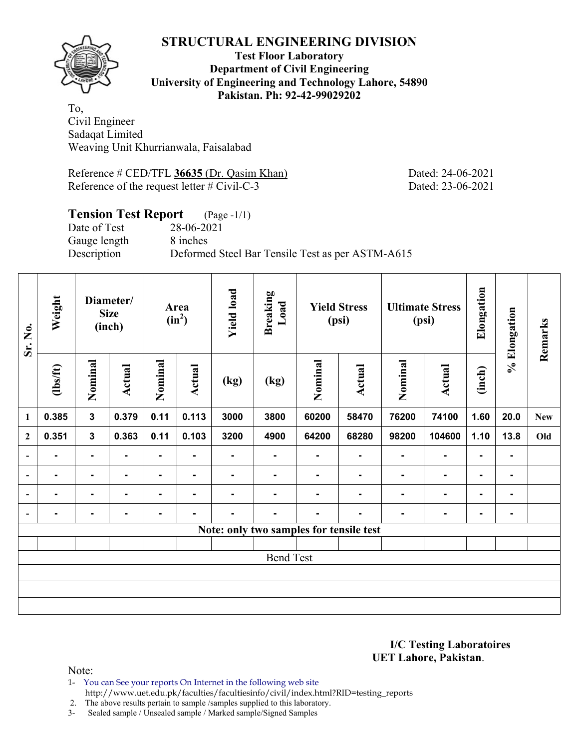# STRUCTURAL ENGINEERING DIVISION

**Test Floor Laboratory**
**Department of Civil Engineering**
**University of Engineering and Technology Lahore, 54890**
**Pakistan. Ph: 92-42-99029202**

To,
Civil Engineer
Sadaqat Limited
Weaving Unit Khurrianwala, Faisalabad

Reference # CED/TFL **36635** (Dr. Qasim Khan) Dated: 24-06-2021
Reference of the request letter # Civil-C-3 Dated: 23-06-2021

## Tension Test Report (Page -1/1)

Date of Test 28-06-2021
Gauge length 8 inches
Description Deformed Steel Bar Tensile Test as per ASTM-A615

| Sr. No. | Weight | Diameter/ Size (inch) | | Area ($in^2$) | | Yield load | Breaking Load | Yield Stress (psi) | | Ultimate Stress (psi) | | Elongation | % Elongation | Remarks |
|---|---|---|---|---|---|---|---|---|---|---|---|---|---|---|
| | (lbs/ft) | Nominal | Actual | Nominal | Actual | (kg) | (kg) | Nominal | Actual | Nominal | Actual | (inch) | | |
| 1 | 0.385 | 3 | 0.379 | 0.11 | 0.113 | 3000 | 3800 | 60200 | 58470 | 76200 | 74100 | 1.60 | 20.0 | New |
| 2 | 0.351 | 3 | 0.363 | 0.11 | 0.103 | 3200 | 4900 | 64200 | 68280 | 98200 | 104600 | 1.10 | 13.8 | Old |
| - | - | - | - | - | - | - | - | - | - | - | - | - | - | |
| - | - | - | - | - | - | - | - | - | - | - | - | - | - | |
| - | - | - | - | - | - | - | - | - | - | - | - | - | - | |
| - | - | - | - | - | - | - | - | - | - | - | - | - | - | |
| **Note: only two samples for tensile test** | | | | | | | | | | | | | | |
| | | | | | | | | | | | | | | |
| Bend Test | | | | | | | | | | | | | | |

**I/C Testing Laboratoires**
**UET Lahore, Pakistan**.

Note:
1- You can See your reports On Internet in the following web site
http://www.uet.edu.pk/faculties/facultiesinfo/civil/index.html?RID=testing_reports
2. The above results pertain to sample /samples supplied to this laboratory.
3- Sealed sample / Unsealed sample / Marked sample/Signed Samples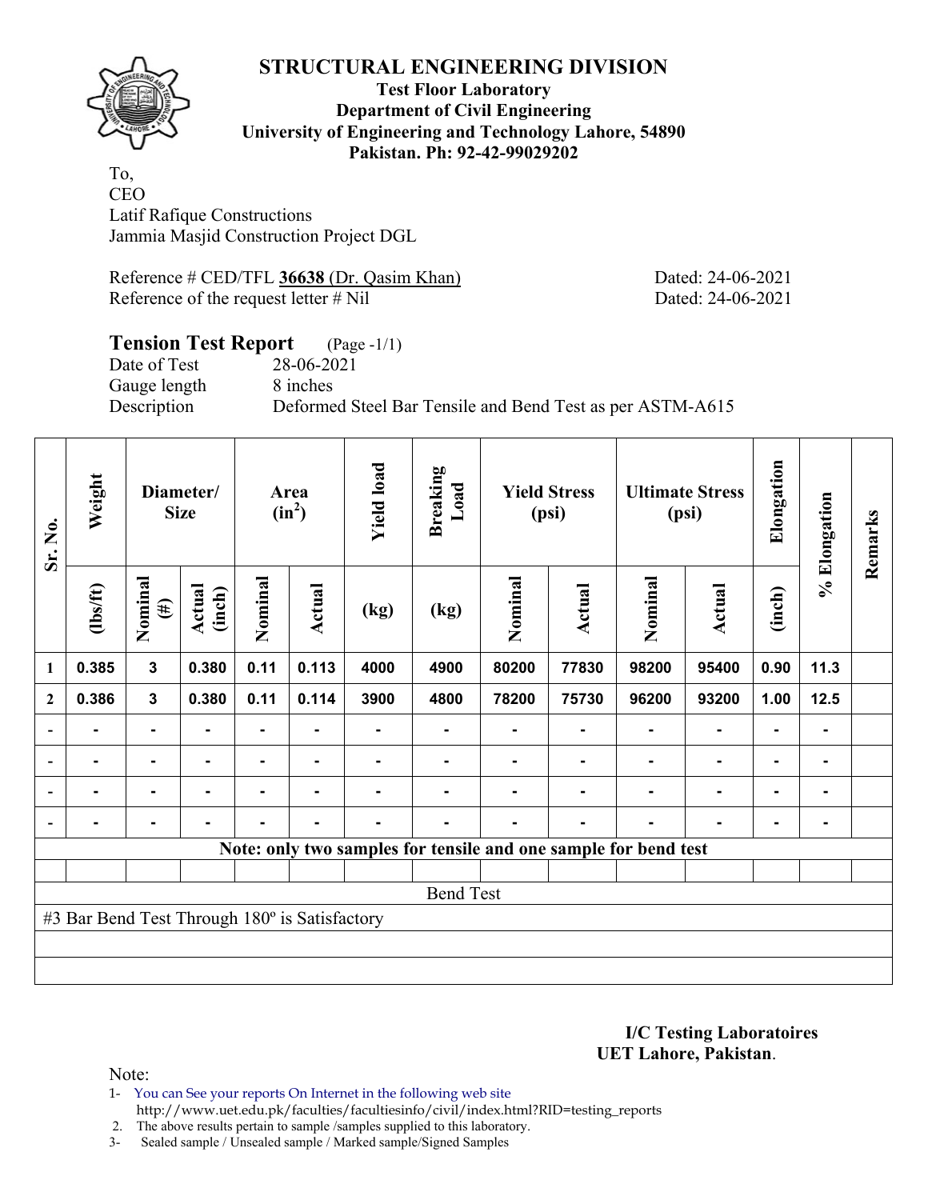# STRUCTURAL ENGINEERING DIVISION

**Test Floor Laboratory**
**Department of Civil Engineering**
**University of Engineering and Technology Lahore, 54890**
**Pakistan. Ph: 92-42-99029202**

To,
CEO
Latif Rafique Constructions
Jammia Masjid Construction Project DGL

Reference # CED/TFL **36638** (Dr. Qasim Khan) Dated: 24-06-2021
Reference of the request letter # Nil Dated: 24-06-2021

## Tension Test Report (Page -1/1)

Date of Test 28-06-2021
Gauge length 8 inches
Description Deformed Steel Bar Tensile and Bend Test as per ASTM-A615

| Sr. No. | Weight | Diameter/ Size | | Area ($in^2$) | | Yield load | Breaking Load | Yield Stress (psi) | | Ultimate Stress (psi) | | Elongation | % Elongation | Remarks |
|---|---|---|---|---|---|---|---|---|---|---|---|---|---|---|
| | (lbs/ft) | Nominal (#) | Actual (inch) | Nominal | Actual | (kg) | (kg) | Nominal | Actual | Nominal | Actual | (inch) | | |
| 1 | 0.385 | 3 | 0.380 | 0.11 | 0.113 | 4000 | 4900 | 80200 | 77830 | 98200 | 95400 | 0.90 | 11.3 | |
| 2 | 0.386 | 3 | 0.380 | 0.11 | 0.114 | 3900 | 4800 | 78200 | 75730 | 96200 | 93200 | 1.00 | 12.5 | |
| - | - | - | - | - | - | - | - | - | - | - | - | - | - | |
| - | - | - | - | - | - | - | - | - | - | - | - | - | - | |
| - | - | - | - | - | - | - | - | - | - | - | - | - | - | |
| - | - | - | - | - | - | - | - | - | - | - | - | - | - | |

**Note: only two samples for tensile and one sample for bend test**

Bend Test

#3 Bar Bend Test Through 180º is Satisfactory

**I/C Testing Laboratoires**
**UET Lahore, Pakistan**.

Note:
1- You can See your reports On Internet in the following web site http://www.uet.edu.pk/faculties/facultiesinfo/civil/index.html?RID=testing_reports
2. The above results pertain to sample /samples supplied to this laboratory.
3- Sealed sample / Unsealed sample / Marked sample/Signed Samples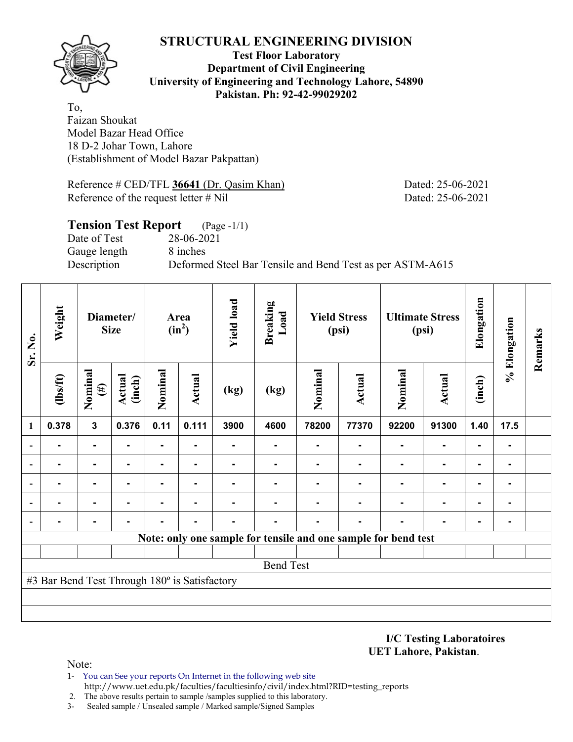# STRUCTURAL ENGINEERING DIVISION

**Test Floor Laboratory**
**Department of Civil Engineering**
**University of Engineering and Technology Lahore, 54890**
**Pakistan. Ph: 92-42-99029202**

To,
Faizan Shoukat
Model Bazar Head Office
18 D-2 Johar Town, Lahore
(Establishment of Model Bazar Pakpattan)

Reference # CED/TFL **36641** (Dr. Qasim Khan) Dated: 25-06-2021
Reference of the request letter # Nil Dated: 25-06-2021

## Tension Test Report (Page -1/1)

Date of Test 28-06-2021
Gauge length 8 inches
Description Deformed Steel Bar Tensile and Bend Test as per ASTM-A615

| Sr. No. | Weight | Diameter/ Size | | Area ($in^2$) | | Yield load | Breaking Load | Yield Stress (psi) | | Ultimate Stress (psi) | | Elongation | % Elongation | Remarks |
|---|---|---|---|---|---|---|---|---|---|---|---|---|---|---|
| | (lbs/ft) | Nominal (#) | Actual (inch) | Nominal | Actual | (kg) | (kg) | Nominal | Actual | Nominal | Actual | (inch) | | |
| 1 | 0.378 | 3 | 0.376 | 0.11 | 0.111 | 3900 | 4600 | 78200 | 77370 | 92200 | 91300 | 1.40 | 17.5 | |
| - | - | - | - | - | - | - | - | - | - | - | - | - | - | |
| - | - | - | - | - | - | - | - | - | - | - | - | - | - | |
| - | - | - | - | - | - | - | - | - | - | - | - | - | - | |
| - | - | - | - | - | - | - | - | - | - | - | - | - | - | |
| - | - | - | - | - | - | - | - | - | - | - | - | - | - | |

**Note: only one sample for tensile and one sample for bend test**

Bend Test

#3 Bar Bend Test Through 180º is Satisfactory

**I/C Testing Laboratoires**
**UET Lahore, Pakistan**.

Note:
1- You can See your reports On Internet in the following web site
http://www.uet.edu.pk/faculties/facultiesinfo/civil/index.html?RID=testing_reports
2. The above results pertain to sample /samples supplied to this laboratory.
3- Sealed sample / Unsealed sample / Marked sample/Signed Samples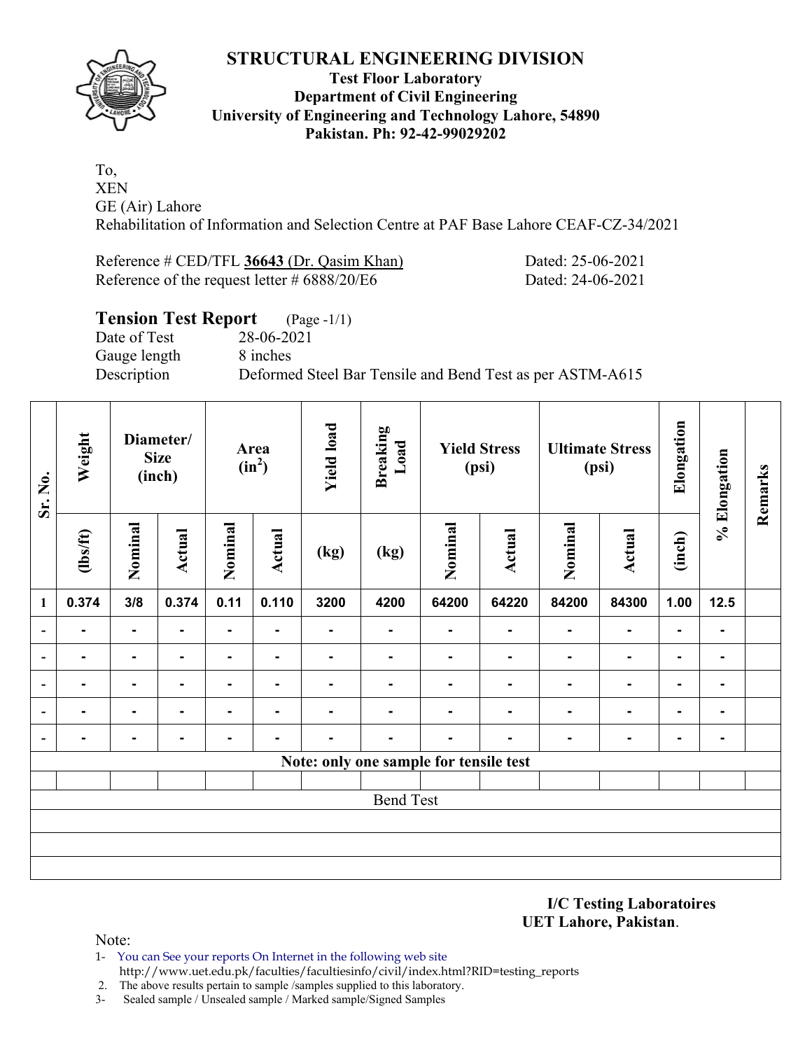# STRUCTURAL ENGINEERING DIVISION

**Test Floor Laboratory**
**Department of Civil Engineering**
**University of Engineering and Technology Lahore, 54890**
**Pakistan. Ph: 92-42-99029202**

To,
XEN
GE (Air) Lahore
Rehabilitation of Information and Selection Centre at PAF Base Lahore CEAF-CZ-34/2021

Reference # CED/TFL **36643** (Dr. Qasim Khan) Dated: 25-06-2021
Reference of the request letter # 6888/20/E6 Dated: 24-06-2021

## Tension Test Report (Page -1/1)

Date of Test 28-06-2021
Gauge length 8 inches
Description Deformed Steel Bar Tensile and Bend Test as per ASTM-A615

| Sr. No. | Weight | Diameter/ Size (inch) | | Area ($in^2$) | | Yield load | Breaking Load | Yield Stress (psi) | | Ultimate Stress (psi) | | Elongation | % Elongation | Remarks |
|---|---|---|---|---|---|---|---|---|---|---|---|---|---|---|
| | (lbs/ft) | Nominal | Actual | Nominal | Actual | (kg) | (kg) | Nominal | Actual | Nominal | Actual | (inch) | | |
| 1 | 0.374 | 3/8 | 0.374 | 0.11 | 0.110 | 3200 | 4200 | 64200 | 64220 | 84200 | 84300 | 1.00 | 12.5 | |
| - | - | - | - | - | - | - | - | - | - | - | - | - | - | |
| - | - | - | - | - | - | - | - | - | - | - | - | - | - | |
| - | - | - | - | - | - | - | - | - | - | - | - | - | - | |
| - | - | - | - | - | - | - | - | - | - | - | - | - | - | |
| - | - | - | - | - | - | - | - | - | - | - | - | - | - | |
| Note: only one sample for tensile test | | | | | | | | | | | | | | |
| Bend Test | | | | | | | | | | | | | | |

**I/C Testing Laboratoires**
**UET Lahore, Pakistan.**

Note:
1- You can See your reports On Internet in the following web site
http://www.uet.edu.pk/faculties/facultiesinfo/civil/index.html?RID=testing_reports
2. The above results pertain to sample /samples supplied to this laboratory.
3- Sealed sample / Unsealed sample / Marked sample/Signed Samples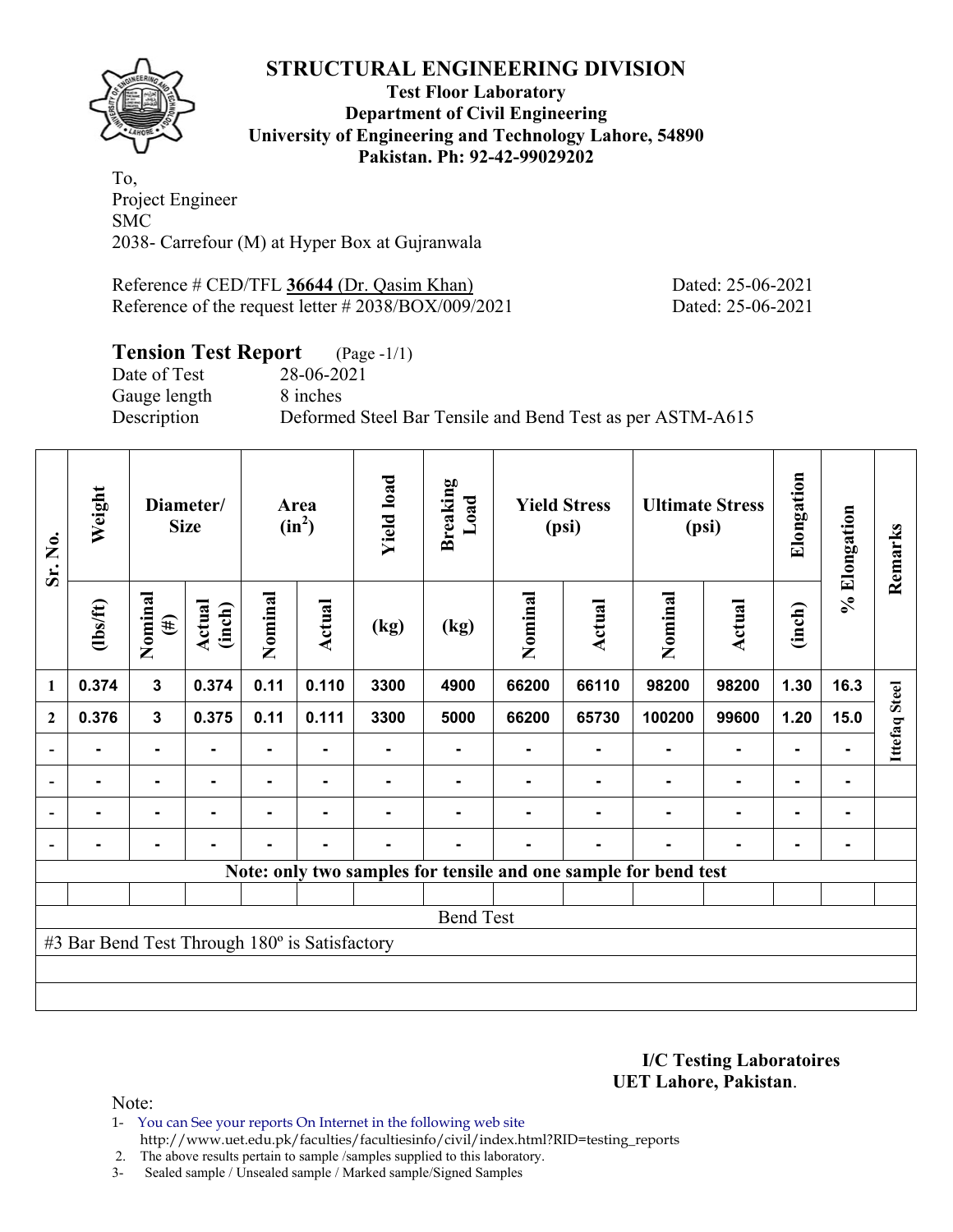# STRUCTURAL ENGINEERING DIVISION

**Test Floor Laboratory**
**Department of Civil Engineering**
**University of Engineering and Technology Lahore, 54890**
**Pakistan. Ph: 92-42-99029202**

To,
Project Engineer
SMC
2038- Carrefour (M) at Hyper Box at Gujranwala

Reference # CED/TFL **36644** (Dr. Qasim Khan) Dated: 25-06-2021
Reference of the request letter # 2038/BOX/009/2021 Dated: 25-06-2021

## Tension Test Report (Page -1/1)

Date of Test 28-06-2021
Gauge length 8 inches
Description Deformed Steel Bar Tensile and Bend Test as per ASTM-A615

| Sr. No. | Weight | Diameter/ Size | | Area ($in^2$) | | Yield load | Breaking Load | Yield Stress (psi) | | Ultimate Stress (psi) | | Elongation | % Elongation | Remarks |
|---|---|---|---|---|---|---|---|---|---|---|---|---|---|---|
| | (lbs/ft) | Nominal (#) | Actual (inch) | Nominal | Actual | (kg) | (kg) | Nominal | Actual | Nominal | Actual | (inch) | | |
| 1 | 0.374 | 3 | 0.374 | 0.11 | 0.110 | 3300 | 4900 | 66200 | 66110 | 98200 | 98200 | 1.30 | 16.3 | Ittefaq Steel |
| 2 | 0.376 | 3 | 0.375 | 0.11 | 0.111 | 3300 | 5000 | 66200 | 65730 | 100200 | 99600 | 1.20 | 15.0 | |
| - | - | - | - | - | - | - | - | - | - | - | - | - | - | |
| - | - | - | - | - | - | - | - | - | - | - | - | - | - | |
| - | - | - | - | - | - | - | - | - | - | - | - | - | - | |
| - | - | - | - | - | - | - | - | - | - | - | - | - | - | |

**Note: only two samples for tensile and one sample for bend test**

Bend Test

#3 Bar Bend Test Through 180º is Satisfactory

**I/C Testing Laboratoires**
**UET Lahore, Pakistan**.

Note:
1- You can See your reports On Internet in the following web site
http://www.uet.edu.pk/faculties/facultiesinfo/civil/index.html?RID=testing_reports
2. The above results pertain to sample /samples supplied to this laboratory.
3- Sealed sample / Unsealed sample / Marked sample/Signed Samples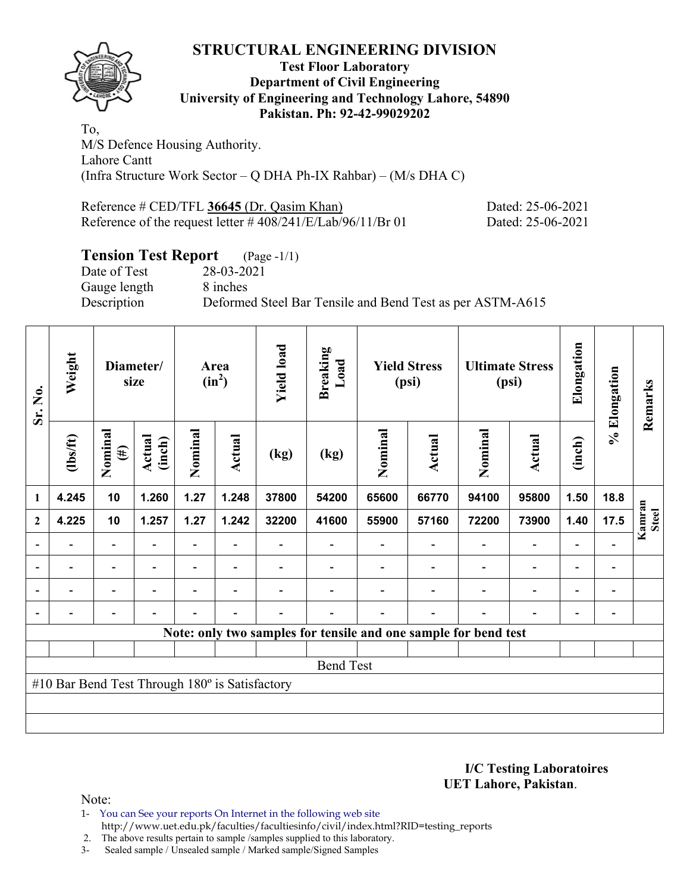# STRUCTURAL ENGINEERING DIVISION

**Test Floor Laboratory**
**Department of Civil Engineering**
**University of Engineering and Technology Lahore, 54890**
**Pakistan. Ph: 92-42-99029202**

To,
M/S Defence Housing Authority.
Lahore Cantt
(Infra Structure Work Sector – Q DHA Ph-IX Rahbar) – (M/s DHA C)

Reference # CED/TFL **36645** (Dr. Qasim Khan) Dated: 25-06-2021
Reference of the request letter # 408/241/E/Lab/96/11/Br 01 Dated: 25-06-2021

## Tension Test Report (Page -1/1)

Date of Test 28-03-2021
Gauge length 8 inches
Description Deformed Steel Bar Tensile and Bend Test as per ASTM-A615

| Sr. No. | Weight | Diameter/ size | | Area ($in^2$) | | Yield load | Breaking Load | Yield Stress (psi) | | Ultimate Stress (psi) | | Elongation | % Elongation | Remarks |
|---|---|---|---|---|---|---|---|---|---|---|---|---|---|---|
| | (lbs/ft) | Nominal (#) | Actual (inch) | Nominal | Actual | (kg) | (kg) | Nominal | Actual | Nominal | Actual | (inch) | | |
| 1 | 4.245 | 10 | 1.260 | 1.27 | 1.248 | 37800 | 54200 | 65600 | 66770 | 94100 | 95800 | 1.50 | 18.8 | Kamran Steel |
| 2 | 4.225 | 10 | 1.257 | 1.27 | 1.242 | 32200 | 41600 | 55900 | 57160 | 72200 | 73900 | 1.40 | 17.5 | |
| - | - | - | - | - | - | - | - | - | - | - | - | - | - | |
| - | - | - | - | - | - | - | - | - | - | - | - | - | - | |
| - | - | - | - | - | - | - | - | - | - | - | - | - | - | |
| - | - | - | - | - | - | - | - | - | - | - | - | - | - | |

**Note: only two samples for tensile and one sample for bend test**

Bend Test

#10 Bar Bend Test Through 180º is Satisfactory

**I/C Testing Laboratoires**
**UET Lahore, Pakistan**.

Note:
1- You can See your reports On Internet in the following web site
http://www.uet.edu.pk/faculties/facultiesinfo/civil/index.html?RID=testing_reports
2. The above results pertain to sample /samples supplied to this laboratory.
3- Sealed sample / Unsealed sample / Marked sample/Signed Samples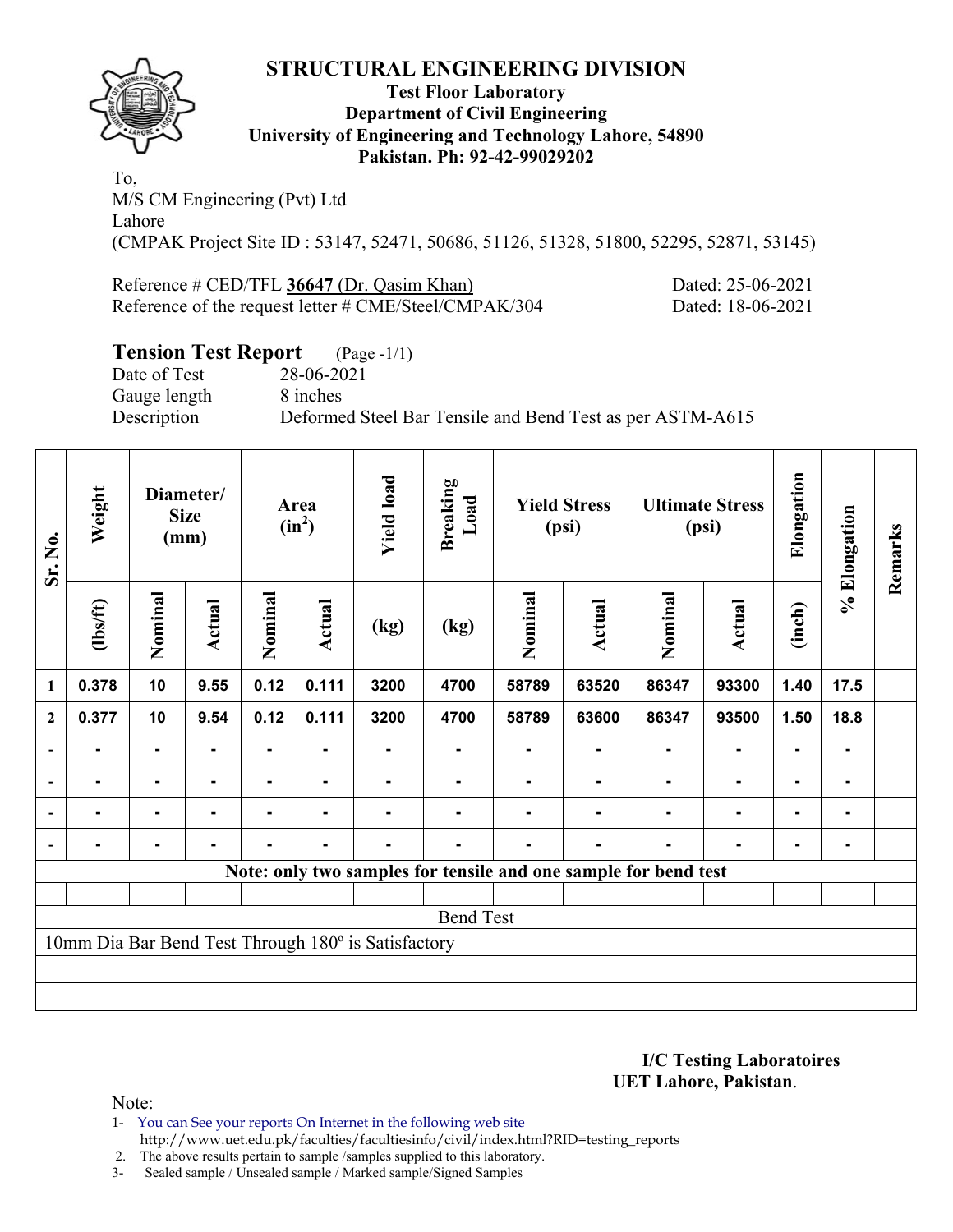# STRUCTURAL ENGINEERING DIVISION

**Test Floor Laboratory**
**Department of Civil Engineering**
**University of Engineering and Technology Lahore, 54890**
**Pakistan. Ph: 92-42-99029202**

To,
M/S CM Engineering (Pvt) Ltd
Lahore
(CMPAK Project Site ID : 53147, 52471, 50686, 51126, 51328, 51800, 52295, 52871, 53145)

Reference # CED/TFL **36647** (Dr. Qasim Khan) Dated: 25-06-2021
Reference of the request letter # CME/Steel/CMPAK/304 Dated: 18-06-2021

## Tension Test Report (Page -1/1)

Date of Test 28-06-2021
Gauge length 8 inches
Description Deformed Steel Bar Tensile and Bend Test as per ASTM-A615

| Sr. No. | Weight | Diameter/ Size (mm) | | Area ($in^2$) | | Yield load | Breaking Load | Yield Stress (psi) | | Ultimate Stress (psi) | | Elongation | % Elongation | Remarks |
|---|---|---|---|---|---|---|---|---|---|---|---|---|---|---|
| | (lbs/ft) | Nominal | Actual | Nominal | Actual | (kg) | (kg) | Nominal | Actual | Nominal | Actual | (inch) | | |
| 1 | 0.378 | 10 | 9.55 | 0.12 | 0.111 | 3200 | 4700 | 58789 | 63520 | 86347 | 93300 | 1.40 | 17.5 | |
| 2 | 0.377 | 10 | 9.54 | 0.12 | 0.111 | 3200 | 4700 | 58789 | 63600 | 86347 | 93500 | 1.50 | 18.8 | |
| - | - | - | - | - | - | - | - | - | - | - | - | - | - | |
| - | - | - | - | - | - | - | - | - | - | - | - | - | - | |
| - | - | - | - | - | - | - | - | - | - | - | - | - | - | |
| - | - | - | - | - | - | - | - | - | - | - | - | - | - | |

**Note: only two samples for tensile and one sample for bend test**

Bend Test

10mm Dia Bar Bend Test Through 180º is Satisfactory

**I/C Testing Laboratoires**
**UET Lahore, Pakistan**.

Note:
1- You can See your reports On Internet in the following web site
http://www.uet.edu.pk/faculties/facultiesinfo/civil/index.html?RID=testing_reports
2. The above results pertain to sample /samples supplied to this laboratory.
3- Sealed sample / Unsealed sample / Marked sample/Signed Samples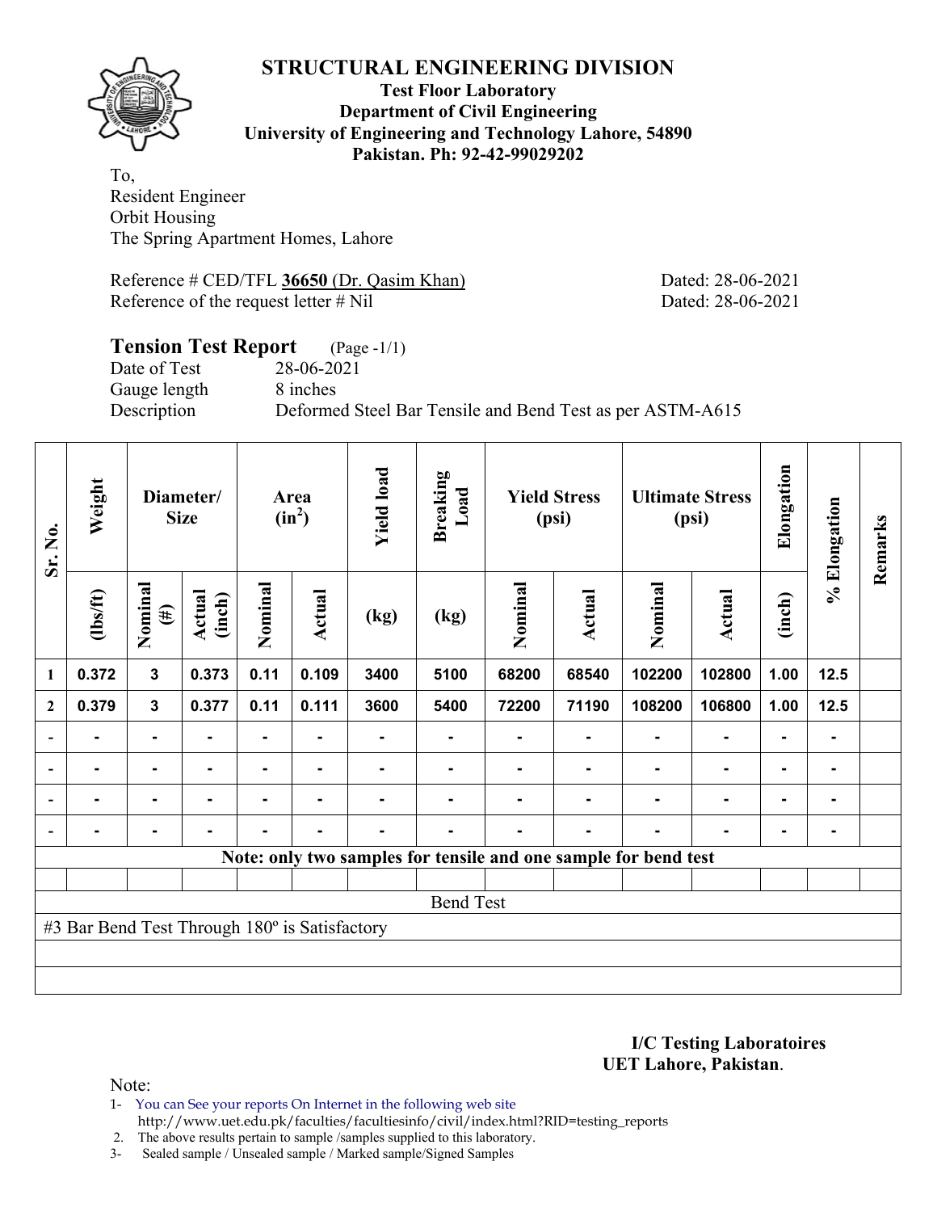# STRUCTURAL ENGINEERING DIVISION

**Test Floor Laboratory**
**Department of Civil Engineering**
**University of Engineering and Technology Lahore, 54890**
**Pakistan. Ph: 92-42-99029202**

To,
Resident Engineer
Orbit Housing
The Spring Apartment Homes, Lahore

Reference # CED/TFL **36650** (Dr. Qasim Khan) Dated: 28-06-2021
Reference of the request letter # Nil Dated: 28-06-2021

## Tension Test Report (Page -1/1)

Date of Test 28-06-2021
Gauge length 8 inches
Description Deformed Steel Bar Tensile and Bend Test as per ASTM-A615

| Sr. No. | Weight | Diameter/ Size | | Area ($in^2$) | | Yield load | Breaking Load | Yield Stress (psi) | | Ultimate Stress (psi) | | Elongation | % Elongation | Remarks |
|---|---|---|---|---|---|---|---|---|---|---|---|---|---|---|
| | (lbs/ft) | Nominal (#) | Actual (inch) | Nominal | Actual | (kg) | (kg) | Nominal | Actual | Nominal | Actual | (inch) | | |
| 1 | 0.372 | 3 | 0.373 | 0.11 | 0.109 | 3400 | 5100 | 68200 | 68540 | 102200 | 102800 | 1.00 | 12.5 | |
| 2 | 0.379 | 3 | 0.377 | 0.11 | 0.111 | 3600 | 5400 | 72200 | 71190 | 108200 | 106800 | 1.00 | 12.5 | |
| - | - | - | - | - | - | - | - | - | - | - | - | - | - | |
| - | - | - | - | - | - | - | - | - | - | - | - | - | - | |
| - | - | - | - | - | - | - | - | - | - | - | - | - | - | |
| - | - | - | - | - | - | - | - | - | - | - | - | - | - | |
| **Note: only two samples for tensile and one sample for bend test** | | | | | | | | | | | | | | |
| | | | | | | | | | | | | | | |
| Bend Test | | | | | | | | | | | | | | |
| #3 Bar Bend Test Through 180º is Satisfactory | | | | | | | | | | | | | | |

**I/C Testing Laboratoires**
**UET Lahore, Pakistan**.

Note:
1- You can See your reports On Internet in the following web site
http://www.uet.edu.pk/faculties/facultiesinfo/civil/index.html?RID=testing_reports
2. The above results pertain to sample /samples supplied to this laboratory.
3- Sealed sample / Unsealed sample / Marked sample/Signed Samples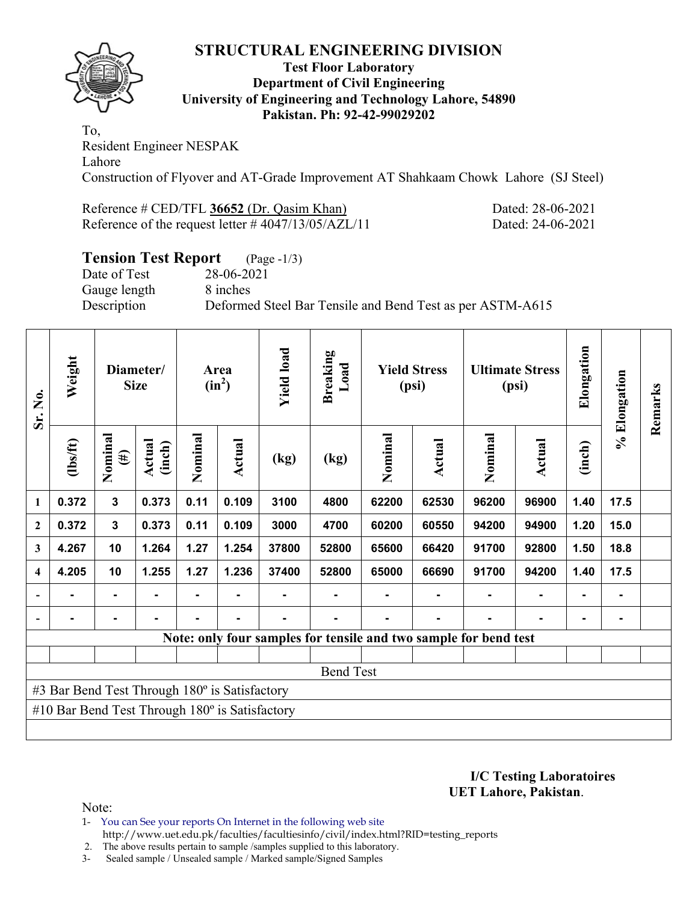# STRUCTURAL ENGINEERING DIVISION

**Test Floor Laboratory**
**Department of Civil Engineering**
**University of Engineering and Technology Lahore, 54890**
**Pakistan. Ph: 92-42-99029202**

To,
Resident Engineer NESPAK
Lahore
Construction of Flyover and AT-Grade Improvement AT Shahkaam Chowk Lahore (SJ Steel)

Reference # CED/TFL **36652** (Dr. Qasim Khan) Dated: 28-06-2021
Reference of the request letter # 4047/13/05/AZL/11 Dated: 24-06-2021

## Tension Test Report (Page -1/3)

Date of Test 28-06-2021
Gauge length 8 inches
Description Deformed Steel Bar Tensile and Bend Test as per ASTM-A615

| Sr. No. | Weight | Diameter/ Size | | Area ($in^2$) | | Yield load | Breaking Load | Yield Stress (psi) | | Ultimate Stress (psi) | | Elongation | % Elongation | Remarks |
|---|---|---|---|---|---|---|---|---|---|---|---|---|---|---|
| | (lbs/ft) | Nominal (#) | Actual (inch) | Nominal | Actual | (kg) | (kg) | Nominal | Actual | Nominal | Actual | (inch) | | |
| 1 | 0.372 | 3 | 0.373 | 0.11 | 0.109 | 3100 | 4800 | 62200 | 62530 | 96200 | 96900 | 1.40 | 17.5 | |
| 2 | 0.372 | 3 | 0.373 | 0.11 | 0.109 | 3000 | 4700 | 60200 | 60550 | 94200 | 94900 | 1.20 | 15.0 | |
| 3 | 4.267 | 10 | 1.264 | 1.27 | 1.254 | 37800 | 52800 | 65600 | 66420 | 91700 | 92800 | 1.50 | 18.8 | |
| 4 | 4.205 | 10 | 1.255 | 1.27 | 1.236 | 37400 | 52800 | 65000 | 66690 | 91700 | 94200 | 1.40 | 17.5 | |
| - | - | - | - | - | - | - | - | - | - | - | - | - | - | |
| - | - | - | - | - | - | - | - | - | - | - | - | - | - | |
| Note: only four samples for tensile and two sample for bend test | | | | | | | | | | | | | | |
| Bend Test | | | | | | | | | | | | | | |
| #3 Bar Bend Test Through 180º is Satisfactory | | | | | | | | | | | | | | |
| #10 Bar Bend Test Through 180º is Satisfactory | | | | | | | | | | | | | | |

**I/C Testing Laboratoires**
**UET Lahore, Pakistan**.

Note:
1- You can See your reports On Internet in the following web site
http://www.uet.edu.pk/faculties/facultiesinfo/civil/index.html?RID=testing_reports
2. The above results pertain to sample /samples supplied to this laboratory.
3- Sealed sample / Unsealed sample / Marked sample/Signed Samples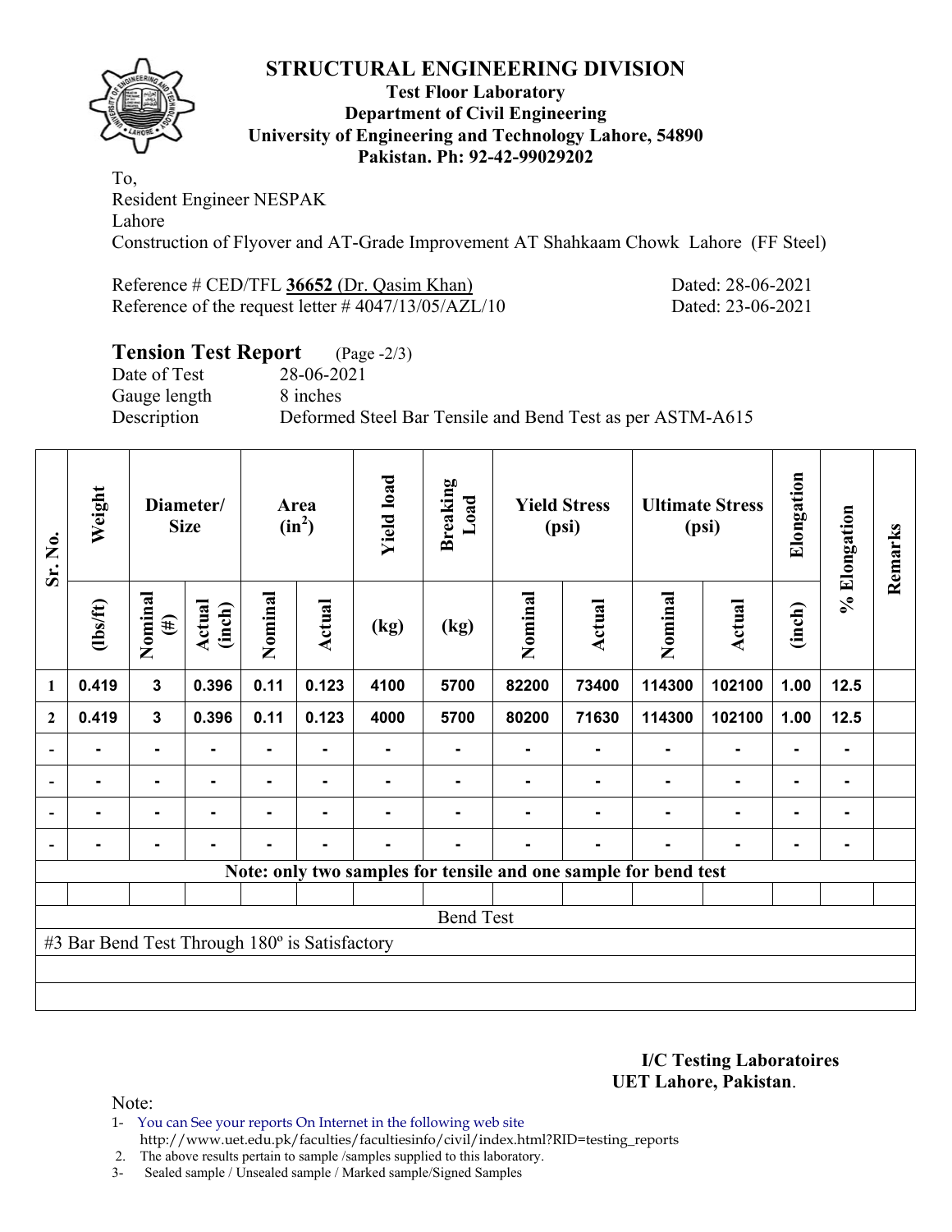# STRUCTURAL ENGINEERING DIVISION

**Test Floor Laboratory**
**Department of Civil Engineering**
**University of Engineering and Technology Lahore, 54890**
**Pakistan. Ph: 92-42-99029202**

To,
Resident Engineer NESPAK
Lahore
Construction of Flyover and AT-Grade Improvement AT Shahkaam Chowk Lahore (FF Steel)

Reference # CED/TFL **36652** (Dr. Qasim Khan) Dated: 28-06-2021
Reference of the request letter # 4047/13/05/AZL/10 Dated: 23-06-2021

## Tension Test Report (Page -2/3)

Date of Test 28-06-2021
Gauge length 8 inches
Description Deformed Steel Bar Tensile and Bend Test as per ASTM-A615

| Sr. No. | Weight | Diameter/ Size | | Area ($in^2$) | | Yield load | Breaking Load | Yield Stress (psi) | | Ultimate Stress (psi) | | Elongation | % Elongation | Remarks |
|---|---|---|---|---|---|---|---|---|---|---|---|---|---|---|
| | (lbs/ft) | Nominal (#) | Actual (inch) | Nominal | Actual | (kg) | (kg) | Nominal | Actual | Nominal | Actual | (inch) | | |
| 1 | 0.419 | 3 | 0.396 | 0.11 | 0.123 | 4100 | 5700 | 82200 | 73400 | 114300 | 102100 | 1.00 | 12.5 | |
| 2 | 0.419 | 3 | 0.396 | 0.11 | 0.123 | 4000 | 5700 | 80200 | 71630 | 114300 | 102100 | 1.00 | 12.5 | |
| - | - | - | - | - | - | - | - | - | - | - | - | - | - | |
| - | - | - | - | - | - | - | - | - | - | - | - | - | - | |
| - | - | - | - | - | - | - | - | - | - | - | - | - | - | |
| - | - | - | - | - | - | - | - | - | - | - | - | - | - | |
| Note: only two samples for tensile and one sample for bend test | | | | | | | | | | | | | | |
| Bend Test | | | | | | | | | | | | | | |
| #3 Bar Bend Test Through 180º is Satisfactory | | | | | | | | | | | | | | |

**I/C Testing Laboratoires**
**UET Lahore, Pakistan**.

Note:
1- You can See your reports On Internet in the following web site
http://www.uet.edu.pk/faculties/facultiesinfo/civil/index.html?RID=testing_reports
2. The above results pertain to sample /samples supplied to this laboratory.
3- Sealed sample / Unsealed sample / Marked sample/Signed Samples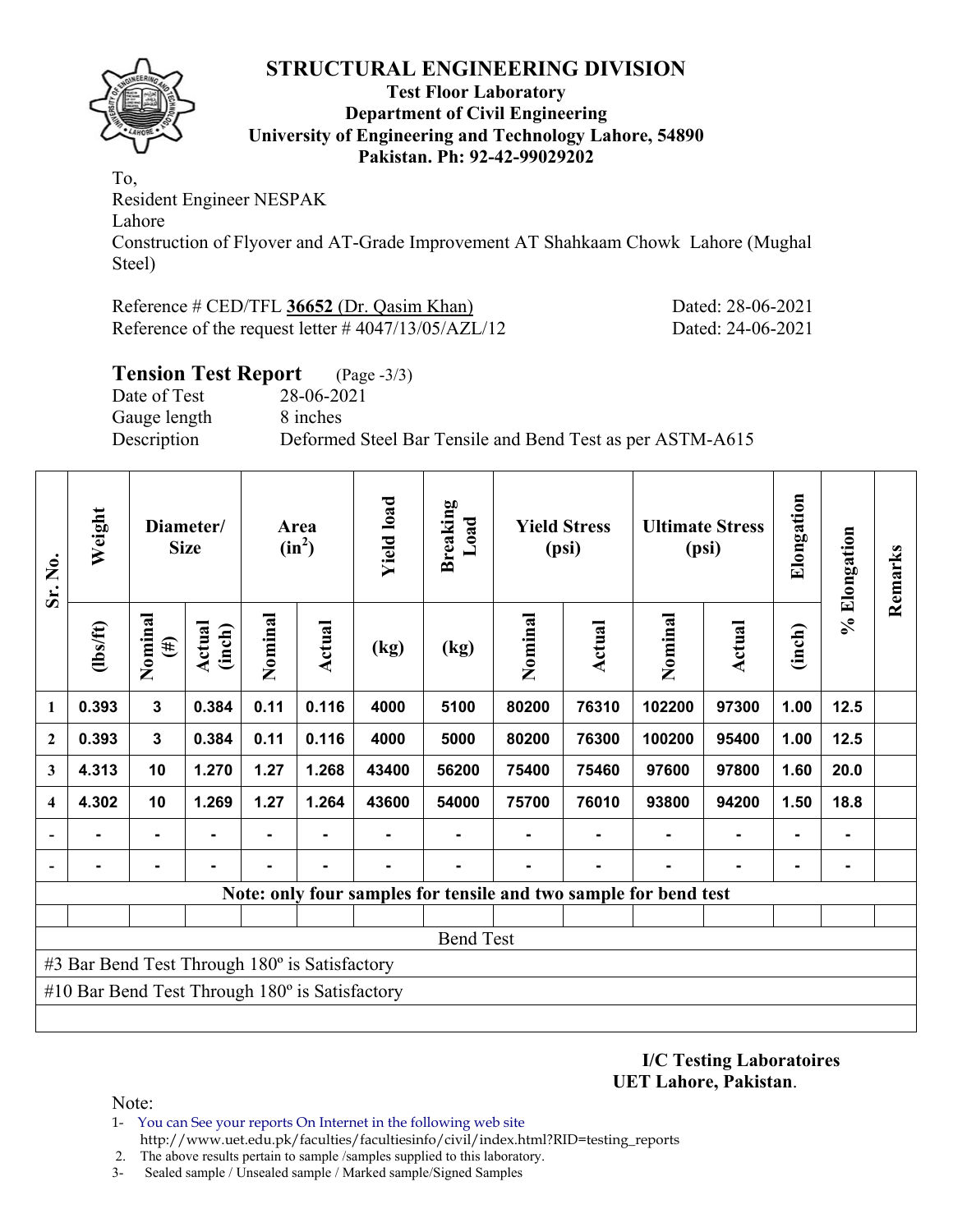# STRUCTURAL ENGINEERING DIVISION

**Test Floor Laboratory**
**Department of Civil Engineering**
**University of Engineering and Technology Lahore, 54890**
**Pakistan. Ph: 92-42-99029202**

To,
Resident Engineer NESPAK
Lahore
Construction of Flyover and AT-Grade Improvement AT Shahkaam Chowk Lahore (Mughal Steel)

Reference # CED/TFL **36652** (Dr. Qasim Khan) Dated: 28-06-2021
Reference of the request letter # 4047/13/05/AZL/12 Dated: 24-06-2021

## Tension Test Report (Page -3/3)

Date of Test 28-06-2021
Gauge length 8 inches
Description Deformed Steel Bar Tensile and Bend Test as per ASTM-A615

| Sr. No. | Weight | Diameter/ Size | | Area ($in^2$) | | Yield load | Breaking Load | Yield Stress (psi) | | Ultimate Stress (psi) | | Elongation | % Elongation | Remarks |
|---|---|---|---|---|---|---|---|---|---|---|---|---|---|---|
| | (lbs/ft) | Nominal (#) | Actual (inch) | Nominal | Actual | (kg) | (kg) | Nominal | Actual | Nominal | Actual | (inch) | | |
| 1 | 0.393 | 3 | 0.384 | 0.11 | 0.116 | 4000 | 5100 | 80200 | 76310 | 102200 | 97300 | 1.00 | 12.5 | |
| 2 | 0.393 | 3 | 0.384 | 0.11 | 0.116 | 4000 | 5000 | 80200 | 76300 | 100200 | 95400 | 1.00 | 12.5 | |
| 3 | 4.313 | 10 | 1.270 | 1.27 | 1.268 | 43400 | 56200 | 75400 | 75460 | 97600 | 97800 | 1.60 | 20.0 | |
| 4 | 4.302 | 10 | 1.269 | 1.27 | 1.264 | 43600 | 54000 | 75700 | 76010 | 93800 | 94200 | 1.50 | 18.8 | |
| - | - | - | - | - | - | - | - | - | - | - | - | - | - | |
| - | - | - | - | - | - | - | - | - | - | - | - | - | - | |
| Note: only four samples for tensile and two sample for bend test | | | | | | | | | | | | | | |
| Bend Test | | | | | | | | | | | | | | |
| #3 Bar Bend Test Through 180º is Satisfactory | | | | | | | | | | | | | | |
| #10 Bar Bend Test Through 180º is Satisfactory | | | | | | | | | | | | | | |

**I/C Testing Laboratoires**
**UET Lahore, Pakistan**.

Note:
1- You can See your reports On Internet in the following web site
http://www.uet.edu.pk/faculties/facultiesinfo/civil/index.html?RID=testing_reports
2. The above results pertain to sample /samples supplied to this laboratory.
3- Sealed sample / Unsealed sample / Marked sample/Signed Samples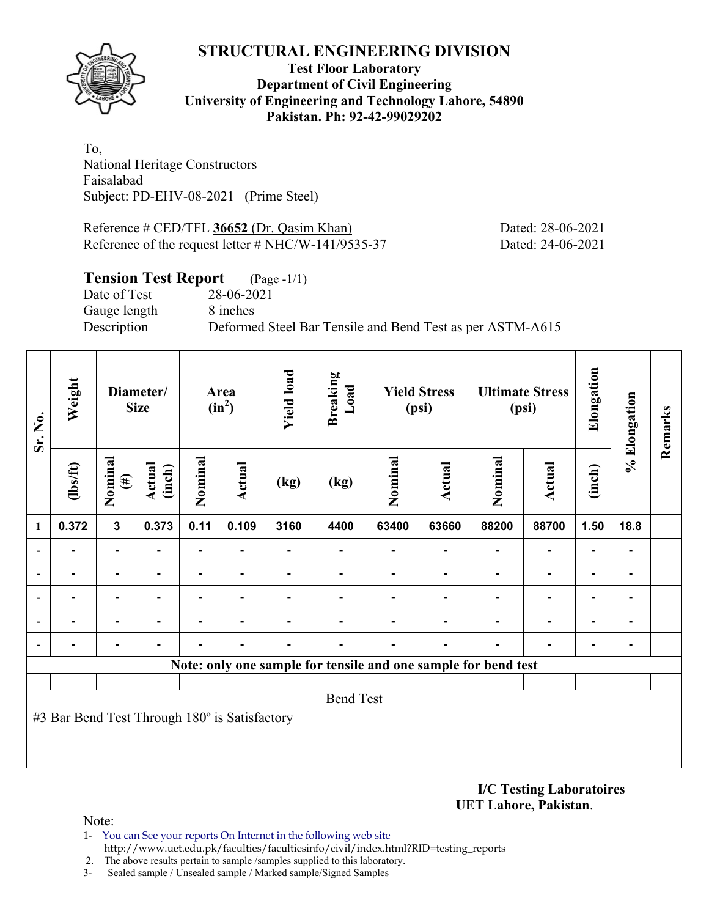# STRUCTURAL ENGINEERING DIVISION

**Test Floor Laboratory**
**Department of Civil Engineering**
**University of Engineering and Technology Lahore, 54890**
**Pakistan. Ph: 92-42-99029202**

To,
National Heritage Constructors
Faisalabad
Subject: PD-EHV-08-2021 (Prime Steel)

Reference # CED/TFL **36652** (Dr. Qasim Khan) Dated: 28-06-2021
Reference of the request letter # NHC/W-141/9535-37 Dated: 24-06-2021

## Tension Test Report (Page -1/1)

Date of Test 28-06-2021
Gauge length 8 inches
Description Deformed Steel Bar Tensile and Bend Test as per ASTM-A615

| Sr. No. | Weight | Diameter/ Size | | Area ($in^2$) | | Yield load | Breaking Load | Yield Stress (psi) | | Ultimate Stress (psi) | | Elongation | % Elongation | Remarks |
|---|---|---|---|---|---|---|---|---|---|---|---|---|---|---|
| | (lbs/ft) | Nominal (#) | Actual (inch) | Nominal | Actual | (kg) | (kg) | Nominal | Actual | Nominal | Actual | (inch) | | |
| 1 | 0.372 | 3 | 0.373 | 0.11 | 0.109 | 3160 | 4400 | 63400 | 63660 | 88200 | 88700 | 1.50 | 18.8 | |
| - | - | - | - | - | - | - | - | - | - | - | - | - | - | |
| - | - | - | - | - | - | - | - | - | - | - | - | - | - | |
| - | - | - | - | - | - | - | - | - | - | - | - | - | - | |
| - | - | - | - | - | - | - | - | - | - | - | - | - | - | |
| - | - | - | - | - | - | - | - | - | - | - | - | - | - | |
| **Note: only one sample for tensile and one sample for bend test** | | | | | | | | | | | | | | |
| Bend Test | | | | | | | | | | | | | | |
| #3 Bar Bend Test Through 180º is Satisfactory | | | | | | | | | | | | | | |

**I/C Testing Laboratoires**
**UET Lahore, Pakistan**.

Note:
1- You can See your reports On Internet in the following web site http://www.uet.edu.pk/faculties/facultiesinfo/civil/index.html?RID=testing_reports
2. The above results pertain to sample /samples supplied to this laboratory.
3- Sealed sample / Unsealed sample / Marked sample/Signed Samples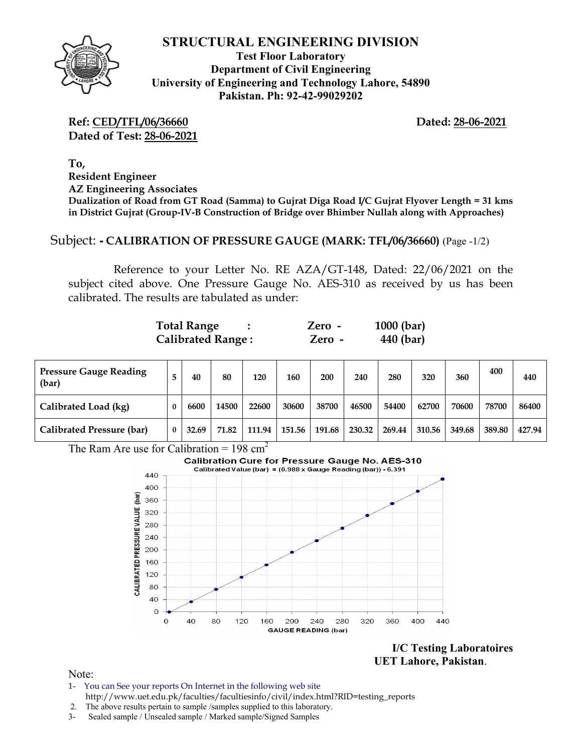# STRUCTURAL ENGINEERING DIVISION

**Test Floor Laboratory**
**Department of Civil Engineering**
**University of Engineering and Technology Lahore, 54890**
**Pakistan. Ph: 92-42-99029202**

**Ref: CED/TFL/06/36660** **Dated: 28-06-2021**
**Dated of Test: 28-06-2021**

**To,**
**Resident Engineer**
**AZ Engineering Associates**
**Dualization of Road from GT Road (Samma) to Gujrat Diga Road I/C Gujrat Flyover Length = 31 kms in District Gujrat (Group-IV-B Construction of Bridge over Bhimber Nullah along with Approaches)**

Subject: **- CALIBRATION OF PRESSURE GAUGE (MARK: TFL/06/36660)** (Page -1/2)

Reference to your Letter No. RE AZA/GT-148, Dated: 22/06/2021 on the subject cited above. One Pressure Gauge No. AES-310 as received by us has been calibrated. The results are tabulated as under:

**Total Range : Zero - 1000 (bar)**
**Calibrated Range : Zero - 440 (bar)**

| **Pressure Gauge Reading (bar)** | 5 | 40 | 80 | 120 | 160 | 200 | 240 | 280 | 320 | 360 | 400 | 440 |
|---|---|---|---|---|---|---|---|---|---|---|---|---|
| **Calibrated Load (kg)** | 0 | 6600 | 14500 | 22600 | 30600 | 38700 | 46500 | 54400 | 62700 | 70600 | 78700 | 86400 |
| **Calibrated Pressure (bar)** | 0 | 32.69 | 71.82 | 111.94 | 151.56 | 191.68 | 230.32 | 269.44 | 310.56 | 349.68 | 389.80 | 427.94 |

The Ram Are use for Calibration = 198 $cm^2$

Calibration Cure for Pressure Gauge No. AES-310

Calibrated Value (bar) = (0.988 x Gauge Reading (bar)) - 6.391

CALIBRATED PRESSURE VALUE (bar)

0, 40, 80, 120, 160, 200, 240, 280, 320, 360, 400, 440

GAUGE READING (bar)

0, 40, 80, 120, 160, 200, 240, 280, 320, 360, 400, 440

**I/C Testing Laboratoires**
**UET Lahore, Pakistan**.

Note:
1- You can See your reports On Internet in the following web site
http://www.uet.edu.pk/faculties/facultiesinfo/civil/index.html?RID=testing_reports
2. The above results pertain to sample /samples supplied to this laboratory.
3- Sealed sample / Unsealed sample / Marked sample/Signed Samples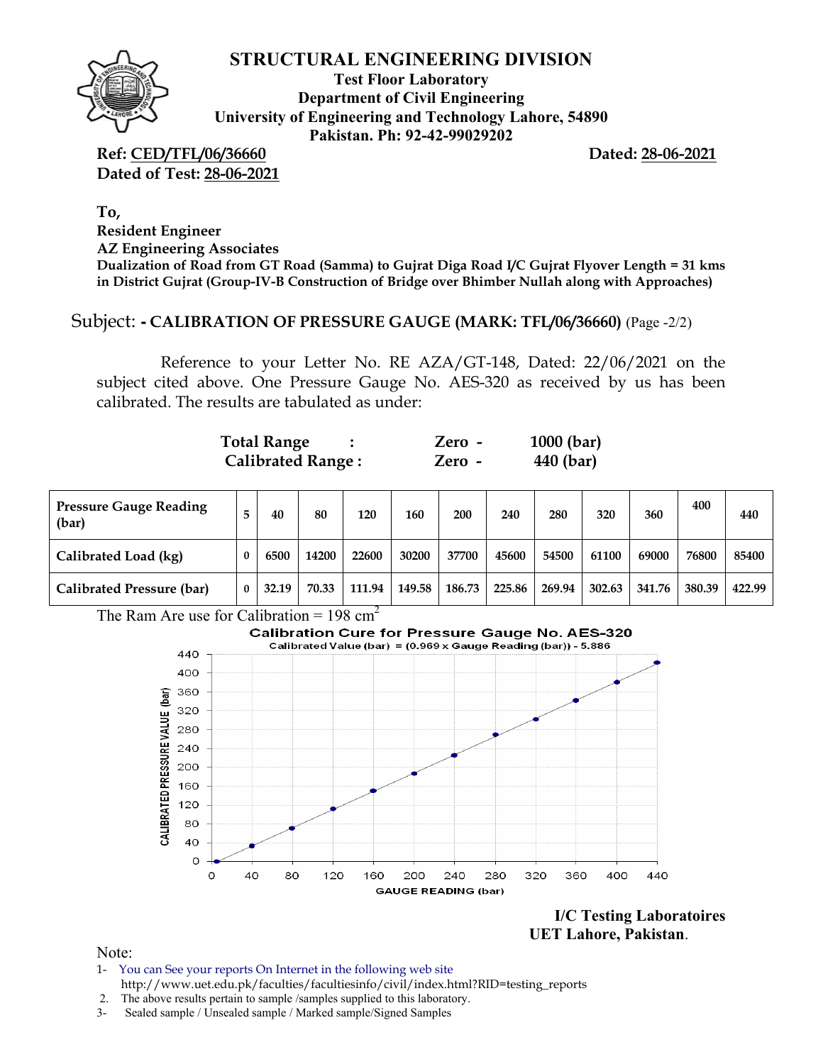# STRUCTURAL ENGINEERING DIVISION

**Test Floor Laboratory**
**Department of Civil Engineering**
**University of Engineering and Technology Lahore, 54890**
**Pakistan. Ph: 92-42-99029202**

**Ref: CED/TFL/06/36660** **Dated: 28-06-2021**
**Dated of Test: 28-06-2021**

**To,**
**Resident Engineer**
**AZ Engineering Associates**
**Dualization of Road from GT Road (Samma) to Gujrat Diga Road I/C Gujrat Flyover Length = 31 kms in District Gujrat (Group-IV-B Construction of Bridge over Bhimber Nullah along with Approaches)**

Subject: **- CALIBRATION OF PRESSURE GAUGE (MARK: TFL/06/36660)** (Page -2/2)

Reference to your Letter No. RE AZA/GT-148, Dated: 22/06/2021 on the subject cited above. One Pressure Gauge No. AES-320 as received by us has been calibrated. The results are tabulated as under:

**Total Range : Zero - 1000 (bar)**
**Calibrated Range : Zero - 440 (bar)**

| **Pressure Gauge Reading (bar)** | 5 | 40 | 80 | 120 | 160 | 200 | 240 | 280 | 320 | 360 | 400 | 440 |
|---|---|---|---|---|---|---|---|---|---|---|---|---|
| **Calibrated Load (kg)** | 0 | 6500 | 14200 | 22600 | 30200 | 37700 | 45600 | 54500 | 61100 | 69000 | 76800 | 85400 |
| **Calibrated Pressure (bar)** | 0 | 32.19 | 70.33 | 111.94 | 149.58 | 186.73 | 225.86 | 269.94 | 302.63 | 341.76 | 380.39 | 422.99 |

The Ram Are use for Calibration = 198 $cm^2$

Calibration Cure for Pressure Gauge No. AES-320
Calibrated Value (bar) = (0.969 x Gauge Reading (bar)) - 5.886
CALIBRATED PRESSURE VALUE (bar)
GAUGE READING (bar)

**I/C Testing Laboratoires**
**UET Lahore, Pakistan**.

Note:

1- You can See your reports On Internet in the following web site
http://www.uet.edu.pk/faculties/facultiesinfo/civil/index.html?RID=testing_reports
2. The above results pertain to sample /samples supplied to this laboratory.
3- Sealed sample / Unsealed sample / Marked sample/Signed Samples